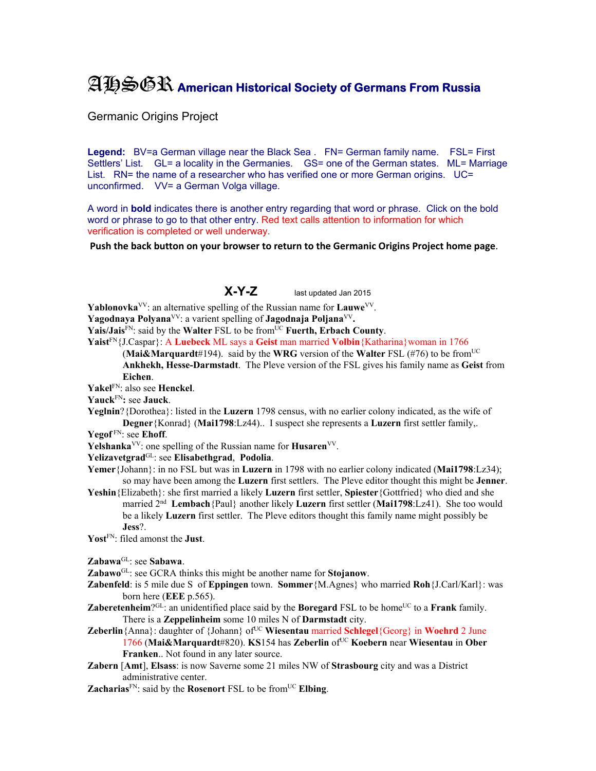# AHSGR American Historical Society of Germans From Russia

Germanic Origins Project

**Legend:** BV=a German village near the Black Sea . FN= German family name. FSL= First Settlers' List. GL= a locality in the Germanies. GS= one of the German states. ML= Marriage List. RN= the name of a researcher who has verified one or more German origins. UC= unconfirmed. VV= a German Volga village.

A word in **bold** indicates there is another entry regarding that word or phrase. Click on the bold word or phrase to go to that other entry. Red text calls attention to information for which verification is completed or well underway.

**Push the back button on your browser to return to the Germanic Origins Project home page.**

## X-Y-Z

last updated Jan 2015

**Yablonovka**[VV]: an alternative spelling of the Russian name for **Lauwe**[VV].

**Yagodnaya Polyana**[VV]: a varient spelling of **Jagodnaja Poljana**[VV]**.**

**Yais/Jais**[FN]: said by the **Walter** FSL to be from[UC] **Fuerth, Erbach County**.

**Yaist**[FN]{J.Caspar}: A **Luebeck** ML says a **Geist** man married **Volbin**{Katharina}woman in 1766 (**Mai&Marquardt**#194). said by the **WRG** version of the **Walter** FSL (#76) to be from[UC] **Ankhekh, Hesse-Darmstadt**. The Pleve version of the FSL gives his family name as **Geist** from **Eichen**.

**Yakel**[FN]: also see **Henckel**.

**Yauck**[FN]**:** see **Jauck**.

**Yeglnin**?{Dorothea}: listed in the **Luzern** 1798 census, with no earlier colony indicated, as the wife of **Degner**{Konrad} (**Mai1798**:Lz44).. I suspect she represents a **Luzern** first settler family,.

**Yegof** [FN]: see **Ehoff**.

**Yelshanka**[VV]: one spelling of the Russian name for **Husaren**[VV].

**Yelizavetgrad**[GL]: see **Elisabethgrad**, **Podolia**.

**Yemer**{Johann}: in no FSL but was in **Luzern** in 1798 with no earlier colony indicated (**Mai1798**:Lz34); so may have been among the **Luzern** first settlers. The Pleve editor thought this might be **Jenner**.

**Yeshin**{Elizabeth}: she first married a likely **Luzern** first settler, **Spiester**{Gottfried} who died and she married 2[nd] **Lembach**{Paul} another likely **Luzern** first settler (**Mai1798**:Lz41). She too would be a likely **Luzern** first settler. The Pleve editors thought this family name might possibly be **Jess**?.

**Yost**[FN]: filed amonst the **Just**.

**Zabawa**[GL]: see **Sabawa**.

**Zabawo**[GL]: see GCRA thinks this might be another name for **Stojanow**.

**Zabenfeld**: is 5 mile due S of **Eppingen** town. **Sommer**{M.Agnes} who married **Roh**{J.Carl/Karl}: was born here (**EEE** p.565).

**Zaberetenheim**?[GL]: an unidentified place said by the **Boregard** FSL to be home[UC] to a **Frank** family. There is a **Zeppelinheim** some 10 miles N of **Darmstadt** city.

**Zeberlin**{Anna}: daughter of {Johann} of[UC] **Wiesentau** married **Schlegel**{Georg} in **Woehrd** 2 June 1766 (**Mai&Marquardt**#820). **KS**154 has **Zeberlin** of[UC] **Koebern** near **Wiesentau** in **Ober Franken**.. Not found in any later source.

**Zabern** [**Amt**], **Elsass**: is now Saverne some 21 miles NW of **Strasbourg** city and was a District administrative center.

**Zacharias**[FN]: said by the **Rosenort** FSL to be from[UC] **Elbing**.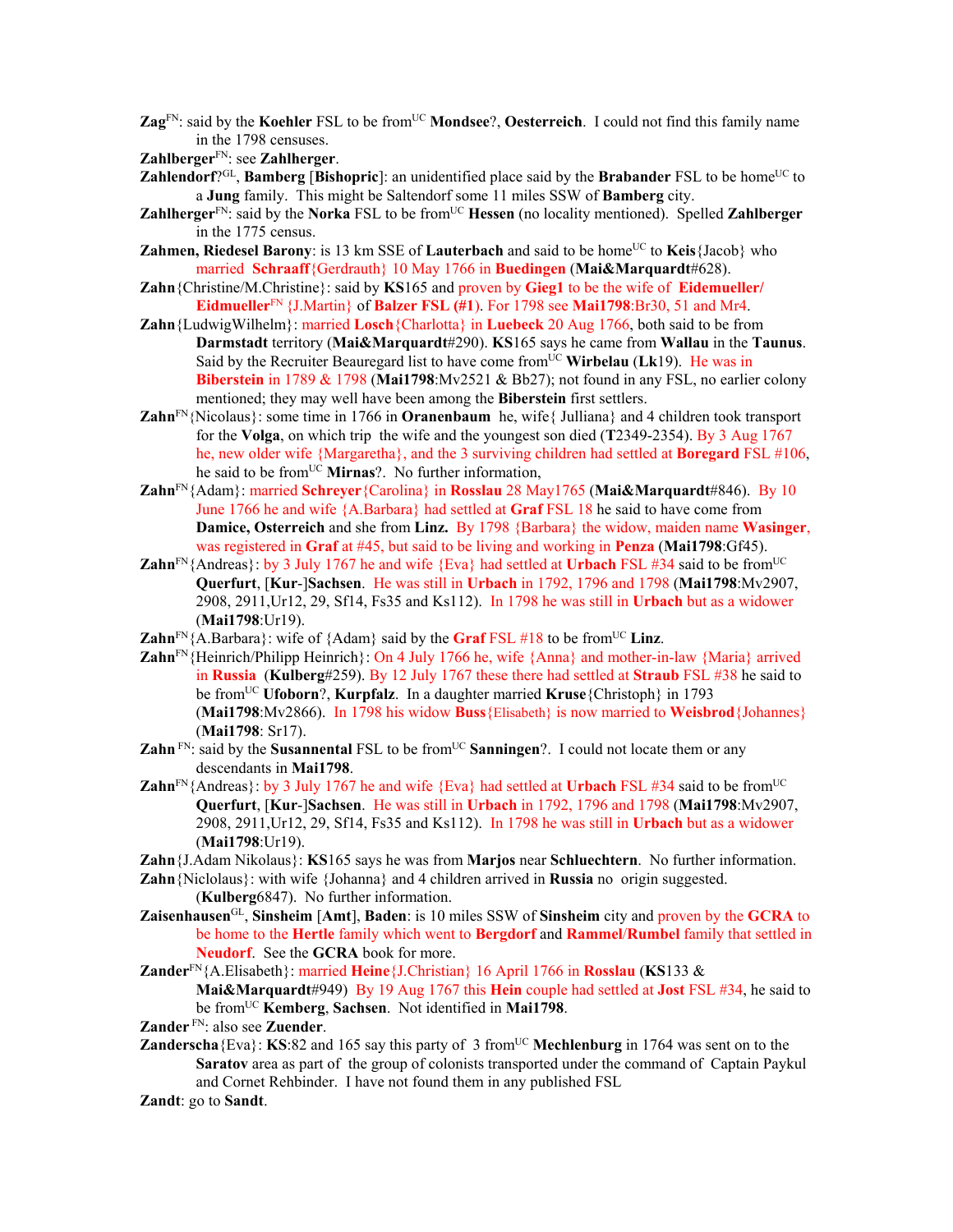**Zag**[FN]: said by the **Koehler** FSL to be from[UC] **Mondsee**?, **Oesterreich**. I could not find this family name in the 1798 censuses.

**Zahlberger**[FN]: see **Zahlherger**.

**Zahlendorf**?[GL], **Bamberg** [**Bishopric**]: an unidentified place said by the **Brabander** FSL to be home[UC] to a **Jung** family. This might be Saltendorf some 11 miles SSW of **Bamberg** city.

**Zahlherger**[FN]: said by the **Norka** FSL to be from[UC] **Hessen** (no locality mentioned). Spelled **Zahlberger** in the 1775 census.

**Zahmen, Riedesel Barony**: is 13 km SSE of **Lauterbach** and said to be home[UC] to **Keis**{Jacob} who married **Schraaff**{Gerdrauth} 10 May 1766 in **Buedingen** (**Mai&Marquardt**#628).

**Zahn**{Christine/M.Christine}: said by **KS**165 and proven by **Gieg1** to be the wife of **Eidemueller/ Eidmueller**[FN] {J.Martin} of **Balzer FSL (#1**). For 1798 see **Mai1798**:Br30, 51 and Mr4.

**Zahn**{LudwigWilhelm}: married **Losch**{Charlotta} in **Luebeck** 20 Aug 1766, both said to be from **Darmstadt** territory (**Mai&Marquardt**#290). **KS**165 says he came from **Wallau** in the **Taunus**. Said by the Recruiter Beauregard list to have come from[UC] **Wirbelau** (**Lk**19). He was in **Biberstein** in 1789 & 1798 (**Mai1798**:Mv2521 & Bb27); not found in any FSL, no earlier colony mentioned; they may well have been among the **Biberstein** first settlers.

**Zahn**[FN]{Nicolaus}: some time in 1766 in **Oranenbaum** he, wife{ Julliana} and 4 children took transport for the **Volga**, on which trip the wife and the youngest son died (**T**2349-2354). By 3 Aug 1767 he, new older wife {Margaretha}, and the 3 surviving children had settled at **Boregard** FSL #106, he said to be from[UC] **Mirnas**?. No further information,

**Zahn**[FN]{Adam}: married **Schreyer**{Carolina} in **Rosslau** 28 May1765 (**Mai&Marquardt**#846). By 10 June 1766 he and wife {A.Barbara} had settled at **Graf** FSL 18 he said to have come from **Damice, Osterreich** and she from **Linz.** By 1798 {Barbara} the widow, maiden name **Wasinger**, was registered in **Graf** at #45, but said to be living and working in **Penza** (**Mai1798**:Gf45).

**Zahn**[FN]{Andreas}: by 3 July 1767 he and wife {Eva} had settled at **Urbach** FSL #34 said to be from[UC] **Querfurt**, [**Kur**-]**Sachsen**. He was still in **Urbach** in 1792, 1796 and 1798 (**Mai1798**:Mv2907, 2908, 2911,Ur12, 29, Sf14, Fs35 and Ks112). In 1798 he was still in **Urbach** but as a widower (**Mai1798**:Ur19).

**Zahn**[FN]{A.Barbara}: wife of {Adam} said by the **Graf** FSL #18 to be from[UC] **Linz**.

**Zahn**[FN]{Heinrich/Philipp Heinrich}: On 4 July 1766 he, wife {Anna} and mother-in-law {Maria} arrived in **Russia** (**Kulberg**#259). By 12 July 1767 these there had settled at **Straub** FSL #38 he said to be from[UC] **Ufoborn**?, **Kurpfalz**. In a daughter married **Kruse**{Christoph} in 1793 (**Mai1798**:Mv2866). In 1798 his widow **Buss**{Elisabeth} is now married to **Weisbrod**{Johannes} (**Mai1798**: Sr17).

**Zahn** [FN]: said by the **Susannental** FSL to be from[UC] **Sanningen**?. I could not locate them or any descendants in **Mai1798**.

**Zahn**[FN]{Andreas}: by 3 July 1767 he and wife {Eva} had settled at **Urbach** FSL #34 said to be from[UC] **Querfurt**, [**Kur**-]**Sachsen**. He was still in **Urbach** in 1792, 1796 and 1798 (**Mai1798**:Mv2907, 2908, 2911,Ur12, 29, Sf14, Fs35 and Ks112). In 1798 he was still in **Urbach** but as a widower (**Mai1798**:Ur19).

**Zahn**{J.Adam Nikolaus}: **KS**165 says he was from **Marjos** near **Schluechtern**. No further information.

**Zahn**{Niclolaus}: with wife {Johanna} and 4 children arrived in **Russia** no origin suggested. (**Kulberg**6847). No further information.

**Zaisenhausen**[GL], **Sinsheim** [**Amt**], **Baden**: is 10 miles SSW of **Sinsheim** city and proven by the **GCRA** to be home to the **Hertle** family which went to **Bergdorf** and **Rammel**/**Rumbel** family that settled in **Neudorf**. See the **GCRA** book for more.

**Zander**[FN]{A.Elisabeth}: married **Heine**{J.Christian} 16 April 1766 in **Rosslau** (**KS**133 & **Mai&Marquardt**#949) By 19 Aug 1767 this **Hein** couple had settled at **Jost** FSL #34, he said to be from[UC] **Kemberg**, **Sachsen**. Not identified in **Mai1798**.

**Zander** [FN]: also see **Zuender**.

**Zanderscha**{Eva}: **KS**:82 and 165 say this party of 3 from[UC] **Mechlenburg** in 1764 was sent on to the **Saratov** area as part of the group of colonists transported under the command of Captain Paykul and Cornet Rehbinder. I have not found them in any published FSL

**Zandt**: go to **Sandt**.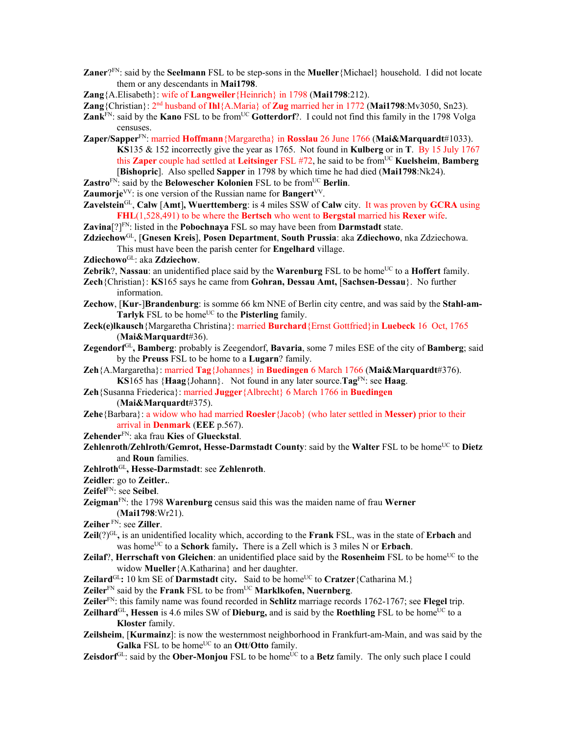**Zaner**?[FN]: said by the **Seelmann** FSL to be step-sons in the **Mueller**{Michael} household. I did not locate them or any descendants in **Mai1798**.

**Zang**{A.Elisabeth}: wife of **Langweiler**{Heinrich} in 1798 (**Mai1798**:212).

**Zang**{Christian}: 2nd husband of **Ihl**{A.Maria} of **Zug** married her in 1772 (**Mai1798**:Mv3050, Sn23).

**Zank**[FN]: said by the **Kano** FSL to be from[UC] **Gotterdorf**?. I could not find this family in the 1798 Volga censuses.

**Zaper/Sapper**[FN]: married **Hoffmann**{Margaretha} in **Rosslau** 26 June 1766 (**Mai&Marquardt**#1033). **KS**135 & 152 incorrectly give the year as 1765. Not found in **Kulberg** or in **T**. By 15 July 1767 this **Zaper** couple had settled at **Leitsinger** FSL #72, he said to be from[UC] **Kuelsheim**, **Bamberg** [**Bishopric**]. Also spelled **Sapper** in 1798 by which time he had died (**Mai1798**:Nk24).

**Zastro**[FN]: said by the **Belowescher Kolonien** FSL to be from[UC] **Berlin**.

**Zaumorje**[VV]: is one version of the Russian name for **Bangert**[VV].

**Zavelstein**[GL], **Calw** [**Amt**]**, Wuerttemberg**: is 4 miles SSW of **Calw** city. It was proven by **GCRA** using **FHL**(1,528,491) to be where the **Bertsch** who went to **Bergstal** married his **Rexer** wife.

**Zavina**[?][FN]: listed in the **Pobochnaya** FSL so may have been from **Darmstadt** state.

**Zdziechow**[GL], [**Gnesen Kreis**], **Posen Department**, **South Prussia**: aka **Zdziechowo**, nka Zdziechowa. This must have been the parish center for **Engelhard** village.

**Zdiechowo**[GL]: aka **Zdziechow**.

**Zebrik**?, **Nassau**: an unidentified place said by the **Warenburg** FSL to be home[UC] to a **Hoffert** family.

**Zech**{Christian}: **KS**165 says he came from **Gohran, Dessau Amt,** [**Sachsen-Dessau**}. No further information.

**Zechow**, [**Kur**-]**Brandenburg**: is somme 66 km NNE of Berlin city centre, and was said by the **Stahl-am-Tarlyk** FSL to be home[UC] to the **Pisterling** family.

**Zeck(e)lkausch**{Margaretha Christina}: married **Burchard**{Ernst Gottfried}in **Luebeck** 16 Oct, 1765 (**Mai&Marquardt**#36).

**Zegendorf**[GL]**, Bamberg**: probably is Zeegendorf, **Bavaria**, some 7 miles ESE of the city of **Bamberg**; said by the **Preuss** FSL to be home to a **Lugarn**? family.

**Zeh**{A.Margaretha}: married **Tag**{Johannes} in **Buedingen** 6 March 1766 (**Mai&Marquardt**#376). **KS**165 has {**Haag**{Johann}. Not found in any later source.**Tag**[FN]: see **Haag**.

**Zeh**{Susanna Friederica}: married **Jugger**{Albrecht} 6 March 1766 in **Buedingen** (**Mai&Marquardt**#375).

**Zehe**{Barbara}: a widow who had married **Roesler**{Jacob} (who later settled in **Messer)** prior to their arrival in **Denmark** (**EEE** p.567).

**Zehender**[FN]: aka frau **Kies** of **Glueckstal**.

**Zehlenroth/Zehlroth/Gemrot, Hesse-Darmstadt County**: said by the **Walter** FSL to be home[UC] to **Dietz** and **Roun** families.

**Zehlroth**[GL]**, Hesse-Darmstadt**: see **Zehlenroth**.

**Zeidler**: go to **Zeitler.**.

**Zeifel**[FN]: see **Seibel**.

**Zeigman**[FN]: the 1798 **Warenburg** census said this was the maiden name of frau **Werner** (**Mai1798**:Wr21).

**Zeiher** [FN]: see **Ziller**.

**Zeil**(?)[GL]**,** is an unidentified locality which, according to the **Frank** FSL, was in the state of **Erbach** and was home[UC] to a **Schork** family**.** There is a Zell which is 3 miles N or **Erbach**.

**Zeilaf**?, **Herrschaft von Gleichen**: an unidentified place said by the **Rosenheim** FSL to be home[UC] to the widow **Mueller**{A.Katharina} and her daughter.

**Zeilard**[GL]**:** 10 km SE of **Darmstadt** city. Said to be home[UC] to **Cratzer**{Catharina M.}

**Zeiler**[FN] said by the **Frank** FSL to be from[UC] **Marklkofen, Nuernberg**.

**Zeiler**[FN]: this family name was found recorded in **Schlitz** marriage records 1762-1767; see **Flegel** trip.

**Zeilhard**[GL]**, Hessen** is 4.6 miles SW of **Dieburg,** and is said by the **Roethling** FSL to be home[UC] to a **Kloster** family.

**Zeilsheim**, [**Kurmainz**]: is now the westernmost neighborhood in Frankfurt-am-Main, and was said by the **Galka** FSL to be home[UC] to an **Ott**/**Otto** family.

**Zeisdorf**[GL]: said by the **Ober-Monjou** FSL to be home[UC] to a **Betz** family. The only such place I could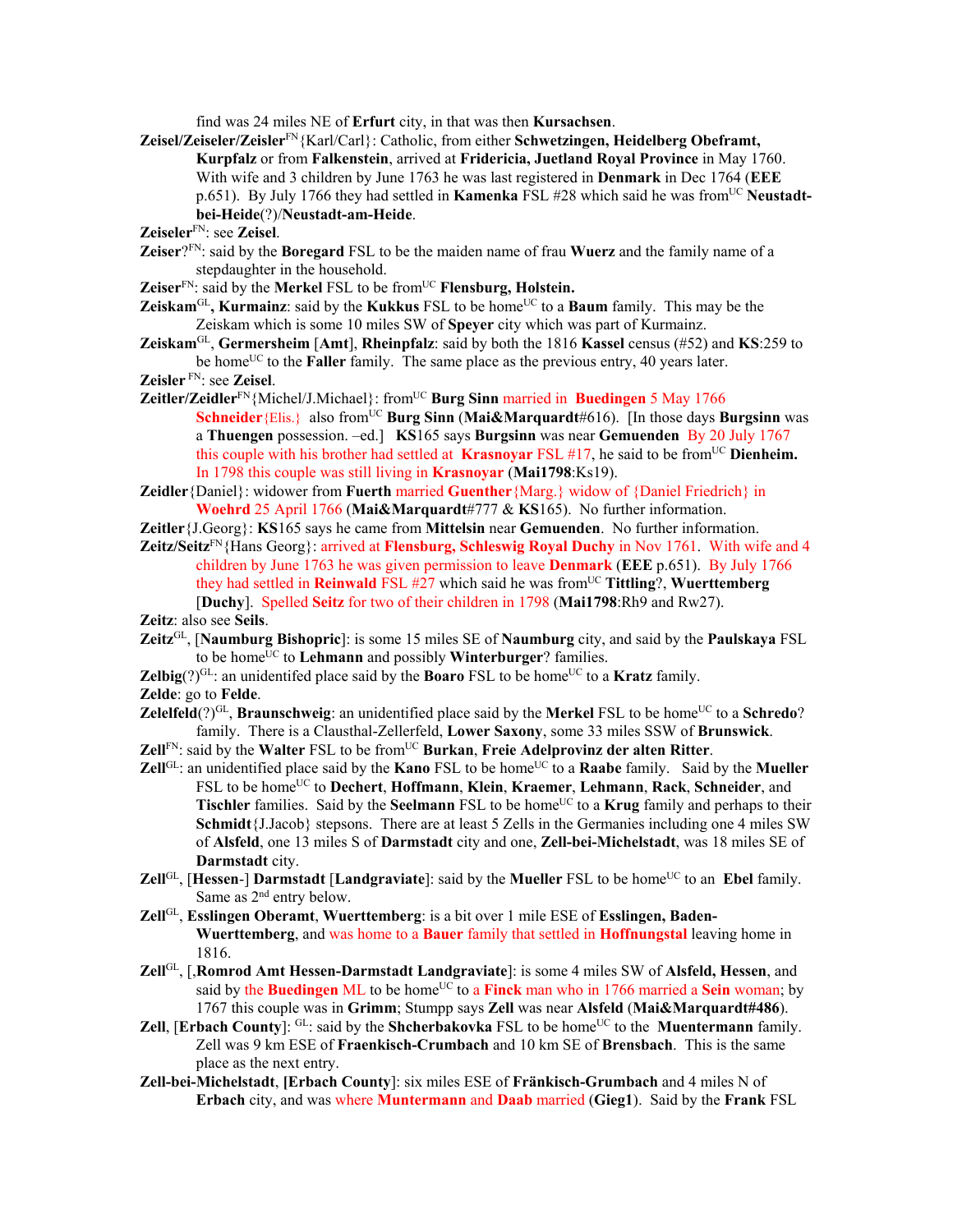find was 24 miles NE of **Erfurt** city, in that was then **Kursachsen**.

**Zeisel/Zeiseler/Zeisler**FN{Karl/Carl}: Catholic, from either **Schwetzingen, Heidelberg Obefraмt, Kurpfalz** or from **Falkenstein**, arrived at **Fridericia, Juetland Royal Province** in May 1760. With wife and 3 children by June 1763 he was last registered in **Denmark** in Dec 1764 (**EEE** p.651). By July 1766 they had settled in **Kamenka** FSL #28 which said he was fromUC **Neustadt-bei-Heide**(?)/**Neustadt-am-Heide**.

**Zeiseler**FN: see **Zeisel**.

**Zeiser**?FN: said by the **Boregard** FSL to be the maiden name of frau **Wuerz** and the family name of a stepdaughter in the household.

**Zeiser**FN: said by the **Merkel** FSL to be fromUC **Flensburg, Holstein.**

**Zeiskam**GL**, Kurmainz**: said by the **Kukkus** FSL to be homeUC to a **Baum** family. This may be the Zeiskam which is some 10 miles SW of **Speyer** city which was part of Kurmainz.

**Zeiskam**GL, **Germersheim** [**Amt**], **Rheinpfalz**: said by both the 1816 **Kassel** census (#52) and **KS**:259 to be homeUC to the **Faller** family. The same place as the previous entry, 40 years later.

**Zeisler** FN: see **Zeisel**.

**Zeitler/Zeidler**FN{Michel/J.Michael}: fromUC **Burg Sinn** married in **Buedingen** 5 May 1766 **Schneider**{Elis.} also fromUC **Burg Sinn** (**Mai&Marquardt**#616). [In those days **Burgsinn** was a **Thuengen** possession. –ed.] **KS**165 says **Burgsinn** was near **Gemuenden** By 20 July 1767 this couple with his brother had settled at **Krasnoyar** FSL #17, he said to be fromUC **Dienheim.** In 1798 this couple was still living in **Krasnoyar** (**Mai1798**:Ks19).

**Zeidler**{Daniel}: widower from **Fuerth** married **Guenther**{Marg.} widow of {Daniel Friedrich} in **Woehrd** 25 April 1766 (**Mai&Marquardt**#777 & **KS**165). No further information.

**Zeitler**{J.Georg}: **KS**165 says he came from **Mittelsin** near **Gemuenden**. No further information.

**Zeitz/Seitz**FN{Hans Georg}: arrived at **Flensburg, Schleswig Royal Duchy** in Nov 1761. With wife and 4 children by June 1763 he was given permission to leave **Denmark** (**EEE** p.651). By July 1766 they had settled in **Reinwald** FSL #27 which said he was fromUC **Tittling**?, **Wuerttemberg** [**Duchy**]. Spelled **Seitz** for two of their children in 1798 (**Mai1798**:Rh9 and Rw27).

**Zeitz**: also see **Seils**.

**Zeitz**GL, [**Naumburg Bishopric**]: is some 15 miles SE of **Naumburg** city, and said by the **Paulskaya** FSL to be homeUC to **Lehmann** and possibly **Winterburger**? families.

**Zelbig**(?)GL: an unidentifed place said by the **Boaro** FSL to be homeUC to a **Kratz** family.

**Zelde**: go to **Felde**.

**Zelelfeld**(?)GL, **Braunschweig**: an unidentifed place said by the **Merkel** FSL to be homeUC to a **Schredo**? family. There is a Clausthal-Zellerfeld, **Lower Saxony**, some 33 miles SSW of **Brunswick**.

**Zell**FN: said by the **Walter** FSL to be fromUC **Burkan**, **Freie Adelprovinz der alten Ritter**.

**Zell**GL: an unidentified place said by the **Kano** FSL to be homeUC to a **Raabe** family. Said by the **Mueller** FSL to be homeUC to **Dechert**, **Hoffmann**, **Klein**, **Kraemer**, **Lehmann**, **Rack**, **Schneider**, and **Tischler** families. Said by the **Seelmann** FSL to be homeUC to a **Krug** family and perhaps to their **Schmidt**{J.Jacob} stepsons. There are at least 5 Zells in the Germanies including one 4 miles SW of **Alsfeld**, one 13 miles S of **Darmstadt** city and one, **Zell-bei-Michelstadt**, was 18 miles SE of **Darmstadt** city.

**Zell**GL, [**Hessen**-] **Darmstadt** [**Landgraviate**]: said by the **Mueller** FSL to be homeUC to an **Ebel** family. Same as 2nd entry below.

**Zell**GL, **Esslingen Oberamt**, **Wuerttemberg**: is a bit over 1 mile ESE of **Esslingen, Baden-Wuerttemberg**, and was home to a **Bauer** family that settled in **Hoffnungstal** leaving home in 1816.

**Zell**GL, [,**Romrod Amt Hessen-Darmstadt Landgraviate**]: is some 4 miles SW of **Alsfeld, Hessen**, and said by the **Buedingen** ML to be homeUC to a **Finck** man who in 1766 married a **Sein** woman; by 1767 this couple was in **Grimm**; Stumpp says **Zell** was near **Alsfeld** (**Mai&Marquardt#486**).

**Zell**, [**Erbach County**]: GL: said by the **Shcherbakovka** FSL to be homeUC to the **Muentermann** family. Zell was 9 km ESE of **Fraenkisch-Crumbach** and 10 km SE of **Brensbach**. This is the same place as the next entry.

**Zell-bei-Michelstadt**, **[Erbach County]**: six miles ESE of **Fränkisch-Grumbach** and 4 miles N of **Erbach** city, and was where **Muntermann** and **Daab** married (**Gieg1**). Said by the **Frank** FSL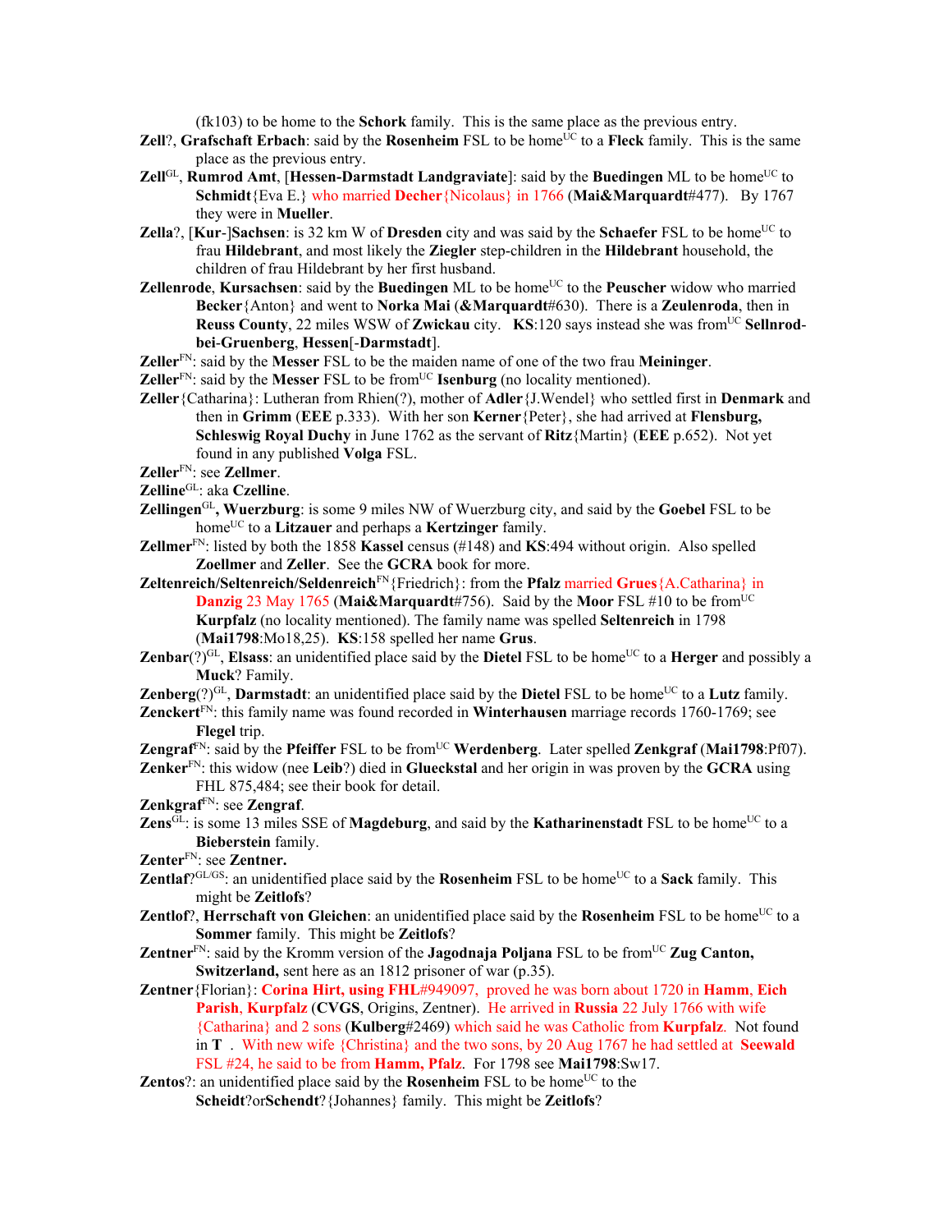(fk103) to be home to the **Schork** family. This is the same place as the previous entry.

**Zell**?, **Grafschaft Erbach**: said by the **Rosenheim** FSL to be home[UC] to a **Fleck** family. This is the same place as the previous entry.

**Zell**[GL], **Rumrod Amt**, [**Hessen-Darmstadt Landgraviate**]: said by the **Buedingen** ML to be home[UC] to **Schmidt**{Eva E.} who married **Decher**{Nicolaus} in 1766 (**Mai&Marquardt**#477). By 1767 they were in **Mueller**.

**Zella**?, [**Kur**-]**Sachsen**: is 32 km W of **Dresden** city and was said by the **Schaefer** FSL to be home[UC] to frau **Hildebrant**, and most likely the **Ziegler** step-children in the **Hildebrant** household, the children of frau Hildebrant by her first husband.

**Zellenrode**, **Kursachsen**: said by the **Buedingen** ML to be home[UC] to the **Peuscher** widow who married **Becker**{Anton} and went to **Norka Mai** (**&Marquardt**#630). There is a **Zeulenroda**, then in **Reuss County**, 22 miles WSW of **Zwickau** city. **KS**:120 says instead she was from[UC] **Sellnrod-bei-Gruenberg**, **Hessen**[-**Darmstadt**].

**Zeller**[FN]: said by the **Messer** FSL to be the maiden name of one of the two frau **Meininger**.

**Zeller**[FN]: said by the **Messer** FSL to be from[UC] **Isenburg** (no locality mentioned).

**Zeller**{Catharina}: Lutheran from Rhien(?), mother of **Adler**{J.Wendel} who settled first in **Denmark** and then in **Grimm** (**EEE** p.333). With her son **Kerner**{Peter}, she had arrived at **Flensburg, Schleswig Royal Duchy** in June 1762 as the servant of **Ritz**{Martin} (**EEE** p.652). Not yet found in any published **Volga** FSL.

**Zeller**[FN]: see **Zellmer**.

**Zelline**[GL]: aka **Czelline**.

**Zellingen**[GL], **Wuerzburg**: is some 9 miles NW of Wuerzburg city, and said by the **Goebel** FSL to be home[UC] to a **Litzauer** and perhaps a **Kertzinger** family.

**Zellmer**[FN]: listed by both the 1858 **Kassel** census (#148) and **KS**:494 without origin. Also spelled **Zoellmer** and **Zeller**. See the **GCRA** book for more.

**Zeltenreich/Seltenreich/Seldenreich**[FN]{Friedrich}: from the **Pfalz** married **Grues**{A.Catharina} in **Danzig** 23 May 1765 (**Mai&Marquardt**#756). Said by the **Moor** FSL #10 to be from[UC] **Kurpfalz** (no locality mentioned). The family name was spelled **Seltenreich** in 1798 (**Mai1798**:Mo18,25). **KS**:158 spelled her name **Grus**.

**Zenbar**(?)[GL], **Elsass**: an unidentified place said by the **Dietel** FSL to be home[UC] to a **Herger** and possibly a **Muck**? Family.

**Zenberg**(?)[GL], **Darmstadt**: an unidentified place said by the **Dietel** FSL to be home[UC] to a **Lutz** family.

**Zenckert**[FN]: this family name was found recorded in **Winterhausen** marriage records 1760-1769; see **Flegel** trip.

**Zengraf**[FN]: said by the **Pfeiffer** FSL to be from[UC] **Werdenberg**. Later spelled **Zenkgraf** (**Mai1798**:Pf07).

**Zenker**[FN]: this widow (nee **Leib**?) died in **Glueckstal** and her origin in was proven by the **GCRA** using FHL 875,484; see their book for detail.

**Zenkgraf**[FN]: see **Zengraf**.

**Zens**[GL]: is some 13 miles SSE of **Magdeburg**, and said by the **Katharinenstadt** FSL to be home[UC] to a **Bieberstein** family.

**Zenter**[FN]: see **Zentner.**

**Zentlaf**?[GL/GS]: an unidentified place said by the **Rosenheim** FSL to be home[UC] to a **Sack** family. This might be **Zeitlofs**?

**Zentlof**?, **Herrschaft von Gleichen**: an unidentified place said by the **Rosenheim** FSL to be home[UC] to a **Sommer** family. This might be **Zeitlofs**?

**Zentner**[FN]: said by the Kromm version of the **Jagodnaja Poljana** FSL to be from[UC] **Zug Canton, Switzerland,** sent here as an 1812 prisoner of war (p.35).

**Zentner**{Florian}: **Corina Hirt, using FHL**#949097, proved he was born about 1720 in **Hamm**, **Eich Parish**, **Kurpfalz** (**CVGS**, Origins, Zentner). He arrived in **Russia** 22 July 1766 with wife {Catharina} and 2 sons (**Kulberg**#2469) which said he was Catholic from **Kurpfalz**. Not found in **T** . With new wife {Christina} and the two sons, by 20 Aug 1767 he had settled at **Seewald** FSL #24, he said to be from **Hamm, Pfalz**. For 1798 see **Mai1798**:Sw17.

**Zentos**?: an unidentified place said by the **Rosenheim** FSL to be home[UC] to the **Scheidt**?or**Schendt**?{Johannes} family. This might be **Zeitlofs**?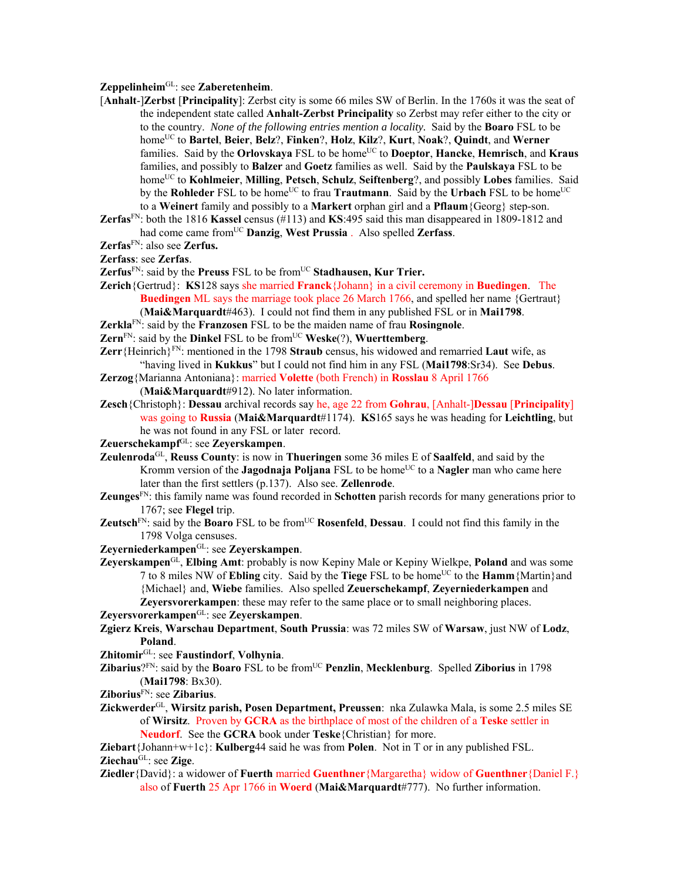**Zeppelinheim**[GL]: see **Zaberetenheim**.

[**Anhalt**-]**Zerbst** [**Principality**]: Zerbst city is some 66 miles SW of Berlin. In the 1760s it was the seat of the independent state called **Anhalt-Zerbst Principality** so Zerbst may refer either to the city or to the country. *None of the following entries mention a locality.* Said by the **Boaro** FSL to be home[UC] to **Bartel**, **Beier**, **Belz**?, **Finken**?, **Holz**, **Kilz**?, **Kurt**, **Noak**?, **Quindt**, and **Werner** families. Said by the **Orlovskaya** FSL to be home[UC] to **Doeptor**, **Hancke**, **Hemrisch**, and **Kraus** families, and possibly to **Balzer** and **Goetz** families as well. Said by the **Paulskaya** FSL to be home[UC] to **Kohlmeier**, **Milling**, **Petsch**, **Schulz**, **Seiftenberg**?, and possibly **Lobes** families. Said by the **Rohleder** FSL to be home[UC] to frau **Trautmann**. Said by the **Urbach** FSL to be home[UC] to a **Weinert** family and possibly to a **Markert** orphan girl and a **Pflaum**{Georg} step-son.

**Zerfas**[FN]: both the 1816 **Kassel** census (#113) and **KS**:495 said this man disappeared in 1809-1812 and had come came from[UC] **Danzig**, **West Prussia** . Also spelled **Zerfass**.

**Zerfas**[FN]: also see **Zerfus.**

**Zerfass**: see **Zerfas**.

**Zerfus**[FN]: said by the **Preuss** FSL to be from[UC] **Stadhausen, Kur Trier.**

**Zerich**{Gertrud}: **KS**128 says she married **Franck**{Johann} in a civil ceremony in **Buedingen**. The **Buedingen** ML says the marriage took place 26 March 1766, and spelled her name {Gertraut} (**Mai&Marquardt**#463). I could not find them in any published FSL or in **Mai1798**.

**Zerkla**[FN]: said by the **Franzosen** FSL to be the maiden name of frau **Rosingnole**.

**Zern**[FN]: said by the **Dinkel** FSL to be from[UC] **Weske**(?), **Wuerttemberg**.

**Zerr**{Heinrich}[FN]: mentioned in the 1798 **Straub** census, his widowed and remarried **Laut** wife, as "having lived in **Kukkus**" but I could not find him in any FSL (**Mai1798**:Sr34). See **Debus**.

**Zerzog**{Marianna Antoniana}: married **Volette** (both French) in **Rosslau** 8 April 1766 (**Mai&Marquardt**#912). No later information.

**Zesch**{Christoph}: **Dessau** archival records say he, age 22 from **Gohrau**, [Anhalt-]**Dessau** [**Principality**] was going to **Russia** (**Mai&Marquardt**#1174). **KS**165 says he was heading for **Leichtling**, but he was not found in any FSL or later record.

**Zeuerschekampf**[GL]: see **Zeyerskampen**.

**Zeulenroda**[GL], **Reuss County**: is now in **Thueringen** some 36 miles E of **Saalfeld**, and said by the Kromm version of the **Jagodnaja Poljana** FSL to be home[UC] to a **Nagler** man who came here later than the first settlers (p.137). Also see. **Zellenrode**.

**Zeunges**[FN]: this family name was found recorded in **Schotten** parish records for many generations prior to 1767; see **Flegel** trip.

**Zeutsch**[FN]: said by the **Boaro** FSL to be from[UC] **Rosenfeld**, **Dessau**. I could not find this family in the 1798 Volga censuses.

**Zeyerniederkampen**[GL]: see **Zeyerskampen**.

**Zeyerskampen**[GL], **Elbing Amt**: probably is now Kepiny Male or Kepiny Wielkpe, **Poland** and was some 7 to 8 miles NW of **Ebling** city. Said by the **Tiege** FSL to be home[UC] to the **Hamm**{Martin}and {Michael} and, **Wiebe** families. Also spelled **Zeuerschekampf**, **Zeyerniederkampen** and **Zeyersvorerkampen**: these may refer to the same place or to small neighboring places.

**Zeyersvorerkampen**[GL]: see **Zeyerskampen**.

**Zgierz Kreis**, **Warschau Department**, **South Prussia**: was 72 miles SW of **Warsaw**, just NW of **Lodz**, **Poland**.

**Zhitomir**[GL]: see **Faustindorf**, **Volhynia**.

**Zibarius**?[FN]: said by the **Boaro** FSL to be from[UC] **Penzlin**, **Mecklenburg**. Spelled **Ziborius** in 1798 (**Mai1798**: Bx30).

**Ziborius**[FN]: see **Zibarius**.

**Zickwerder**[GL], **Wirsitz parish, Posen Department, Preussen**: nka Zulawka Mala, is some 2.5 miles SE of **Wirsitz**. Proven by **GCRA** as the birthplace of most of the children of a **Teske** settler in **Neudorf**. See the **GCRA** book under **Teske**{Christian} for more.

**Ziebart**{Johann+w+1c}: **Kulberg**44 said he was from **Polen**. Not in T or in any published FSL.

**Ziechau**[GL]: see **Zige**.

**Ziedler**{David}: a widower of **Fuerth** married **Guenthner**{Margaretha} widow of **Guenthner**{Daniel F.} also of **Fuerth** 25 Apr 1766 in **Woerd** (**Mai&Marquardt**#777). No further information.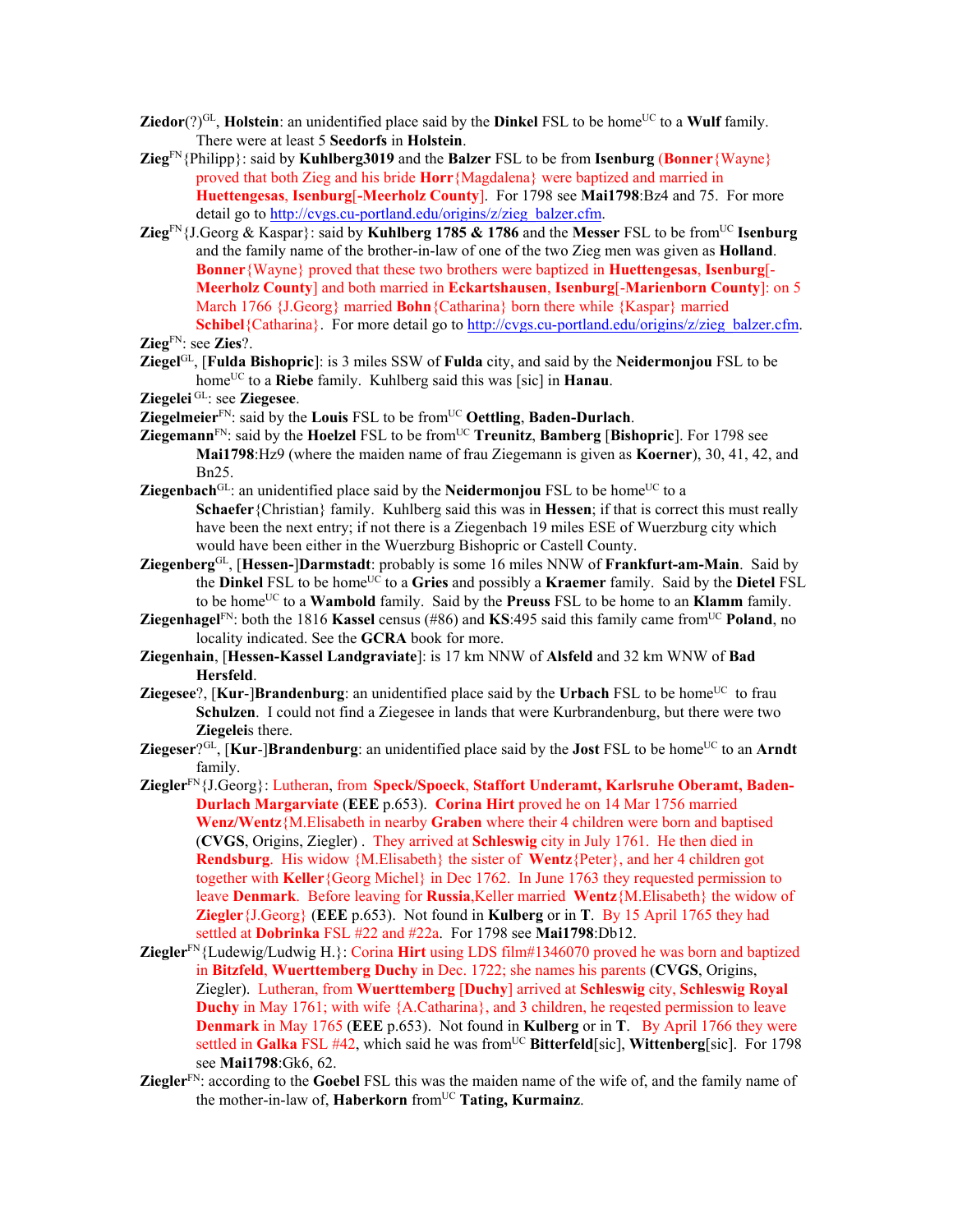**Ziedor**(?)[GL], **Holstein**: an unidentified place said by the **Dinkel** FSL to be home[UC] to a **Wulf** family. There were at least 5 **Seedorfs** in **Holstein**.

**Zieg**[FN]{Philipp}: said by **Kuhlberg3019** and the **Balzer** FSL to be from **Isenburg** (**Bonner**{Wayne} proved that both Zieg and his bride **Horr**{Magdalena} were baptized and married in **Huettengesas**, **Isenburg**[-**Meerholz County**]. For 1798 see **Mai1798**:Bz4 and 75. For more detail go to http://cvgs.cu-portland.edu/origins/z/zieg_balzer.cfm.

**Zieg**[FN]{J.Georg & Kaspar}: said by **Kuhlberg 1785 & 1786** and the **Messer** FSL to be from[UC] **Isenburg** and the family name of the brother-in-law of one of the two Zieg men was given as **Holland**. **Bonner**{Wayne} proved that these two brothers were baptized in **Huettengesas**, **Isenburg**[-**Meerholz County**] and both married in **Eckartshausen**, **Isenburg**[-**Marienborn County**]: on 5 March 1766 {J.Georg} married **Bohn**{Catharina} born there while {Kaspar} married **Schibel**{Catharina}. For more detail go to http://cvgs.cu-portland.edu/origins/z/zieg_balzer.cfm.

**Zieg**[FN]: see **Zies**?.

**Ziegel**[GL], [**Fulda Bishopric**]: is 3 miles SSW of **Fulda** city, and said by the **Neidermonjou** FSL to be home[UC] to a **Riebe** family. Kuhlberg said this was [sic] in **Hanau**.

**Ziegelei** [GL]: see **Ziegesee**.

**Ziegelmeier**[FN]: said by the **Louis** FSL to be from[UC] **Oettling**, **Baden-Durlach**.

**Ziegemann**[FN]: said by the **Hoelzel** FSL to be from[UC] **Treunitz**, **Bamberg** [**Bishopric**]. For 1798 see **Mai1798**:Hz9 (where the maiden name of frau Ziegemann is given as **Koerner**), 30, 41, 42, and Bn25.

**Ziegenbach**[GL]: an unidentified place said by the **Neidermonjou** FSL to be home[UC] to a **Schaefer**{Christian} family. Kuhlberg said this was in **Hessen**; if that is correct this must really have been the next entry; if not there is a Ziegenbach 19 miles ESE of Wuerzburg city which would have been either in the Wuerzburg Bishopric or Castell County.

**Ziegenberg**[GL], [**Hessen-**]**Darmstadt**: probably is some 16 miles NNW of **Frankfurt-am-Main**. Said by the **Dinkel** FSL to be home[UC] to a **Gries** and possibly a **Kraemer** family. Said by the **Dietel** FSL to be home[UC] to a **Wambold** family. Said by the **Preuss** FSL to be home to an **Klamm** family.

**Ziegenhagel**[FN]: both the 1816 **Kassel** census (#86) and **KS**:495 said this family came from[UC] **Poland**, no locality indicated. See the **GCRA** book for more.

**Ziegenhain**, [**Hessen-Kassel Landgraviate**]: is 17 km NNW of **Alsfeld** and 32 km WNW of **Bad Hersfeld**.

**Ziegesee**?, [**Kur**-]**Brandenburg**: an unidentified place said by the **Urbach** FSL to be home[UC] to frau **Schulzen**. I could not find a Ziegesee in lands that were Kurbrandenburg, but there were two **Ziegelei**s there.

**Ziegeser**?[GL], [**Kur**-]**Brandenburg**: an unidentified place said by the **Jost** FSL to be home[UC] to an **Arndt** family.

**Ziegler**[FN]{J.Georg}: Lutheran, from **Speck/Spoeck**, **Stafford Underamt, Karlsruhe Oberamt, Baden-Durlach Margarviate** (**EEE** p.653). **Corina Hirt** proved he on 14 Mar 1756 married **Wenz/Wentz**{M.Elisabeth in nearby **Graben** where their 4 children were born and baptised (**CVGS**, Origins, Ziegler) . They arrived at **Schleswig** city in July 1761. He then died in **Rendsburg**. His widow {M.Elisabeth} the sister of **Wentz**{Peter}, and her 4 children got together with **Keller**{Georg Michel} in Dec 1762. In June 1763 they requested permission to leave **Denmark**. Before leaving for **Russia**,Keller married **Wentz**{M.Elisabeth} the widow of **Ziegler**{J.Georg} (**EEE** p.653). Not found in **Kulberg** or in **T**. By 15 April 1765 they had settled at **Dobrinka** FSL #22 and #22a. For 1798 see **Mai1798**:Db12.

**Ziegler**[FN]{Ludewig/Ludwig H.}: Corina **Hirt** using LDS film#1346070 proved he was born and baptized in **Bitzfeld**, **Wuerttemberg Duchy** in Dec. 1722; she names his parents (**CVGS**, Origins, Ziegler). Lutheran, from **Wuerttemberg** [**Duchy**] arrived at **Schleswig** city, **Schleswig Royal Duchy** in May 1761; with wife {A.Catharina}, and 3 children, he reqested permission to leave **Denmark** in May 1765 (**EEE** p.653). Not found in **Kulberg** or in **T**. By April 1766 they were settled in **Galka** FSL #42, which said he was from[UC] **Bitterfeld**[sic], **Wittenberg**[sic]. For 1798 see **Mai1798**:Gk6, 62.

**Ziegler**[FN]: according to the **Goebel** FSL this was the maiden name of the wife of, and the family name of the mother-in-law of, **Haberkorn** from[UC] **Tating, Kurmainz**.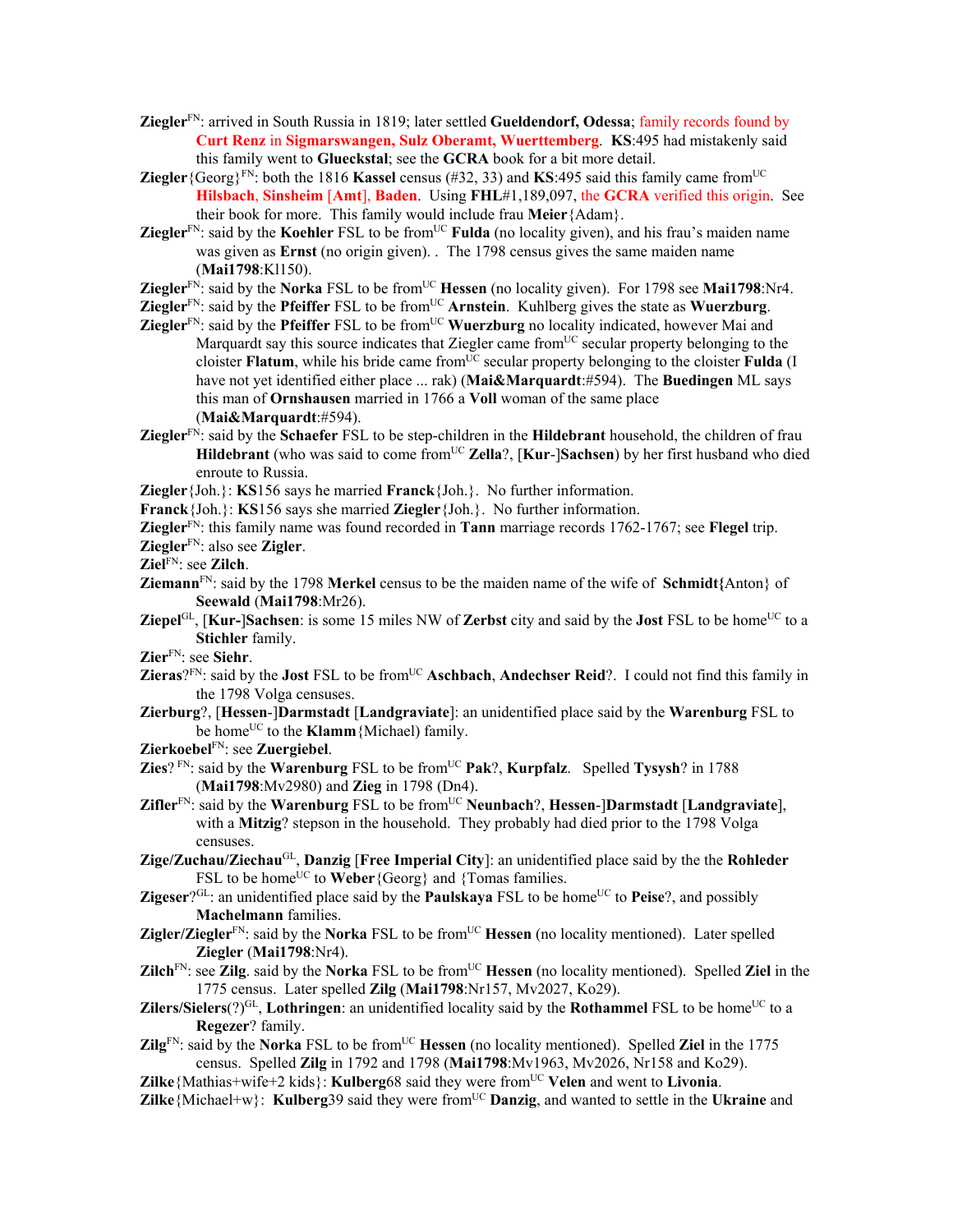**Ziegler**[FN]: arrived in South Russia in 1819; later settled **Gueldendorf, Odessa**; family records found by **Curt Renz** in **Sigmarswangen, Sulz Oberamt, Wuerttemberg**. **KS**:495 had mistakenly said this family went to **Glueckstal**; see the **GCRA** book for a bit more detail.

**Ziegler**{Georg}[FN]: both the 1816 **Kassel** census (#32, 33) and **KS**:495 said this family came from[UC] **Hilsbach**, **Sinsheim** [**Amt**], **Baden**. Using **FHL**#1,189,097, the **GCRA** verified this origin. See their book for more. This family would include frau **Meier**{Adam}.

**Ziegler**[FN]: said by the **Koehler** FSL to be from[UC] **Fulda** (no locality given), and his frau's maiden name was given as **Ernst** (no origin given). . The 1798 census gives the same maiden name (**Mai1798**:Kl150).

**Ziegler**[FN]: said by the **Norka** FSL to be from[UC] **Hessen** (no locality given). For 1798 see **Mai1798**:Nr4.

**Ziegler**[FN]: said by the **Pfeiffer** FSL to be from[UC] **Arnstein**. Kuhlberg gives the state as **Wuerzburg**.

**Ziegler**[FN]: said by the **Pfeiffer** FSL to be from[UC] **Wuerzburg** no locality indicated, however Mai and Marquardt say this source indicates that Ziegler came from[UC] secular property belonging to the cloister **Flatum**, while his bride came from[UC] secular property belonging to the cloister **Fulda** (I have not yet identified either place ... rak) (**Mai&Marquardt**:#594). The **Buedingen** ML says this man of **Ornshausen** married in 1766 a **Voll** woman of the same place (**Mai&Marquardt**:#594).

**Ziegler**[FN]: said by the **Schaefer** FSL to be step-children in the **Hildebrant** household, the children of frau **Hildebrant** (who was said to come from[UC] **Zella**?, [**Kur**-]**Sachsen**) by her first husband who died enroute to Russia.

**Ziegler**{Joh.}: **KS**156 says he married **Franck**{Joh.}. No further information.

**Franck**{Joh.}: **KS**156 says she married **Ziegler**{Joh.}. No further information.

**Ziegler**[FN]: this family name was found recorded in **Tann** marriage records 1762-1767; see **Flegel** trip.

**Ziegler**[FN]: also see **Zigler**.

**Ziel**[FN]: see **Zilch**.

**Ziemann**[FN]: said by the 1798 **Merkel** census to be the maiden name of the wife of **Schmidt{**Anton} of **Seewald** (**Mai1798**:Mr26).

**Ziepel**[GL], [**Kur-**]**Sachsen**: is some 15 miles NW of **Zerbst** city and said by the **Jost** FSL to be home[UC] to a **Stichler** family.

**Zier**[FN]: see **Siehr**.

**Zieras**?[FN]: said by the **Jost** FSL to be from[UC] **Aschbach**, **Andechser Reid**?. I could not find this family in the 1798 Volga censuses.

**Zierburg**?, [**Hessen-**]**Darmstadt** [**Landgraviate**]: an unidentified place said by the **Warenburg** FSL to be home[UC] to the **Klamm**{Michael) family.

**Zierkoebel**[FN]: see **Zuergiebel**.

**Zies**? [FN]: said by the **Warenburg** FSL to be from[UC] **Pak**?, **Kurpfalz**. Spelled **Tysysh**? in 1788 (**Mai1798**:Mv2980) and **Zieg** in 1798 (Dn4).

**Zifler**[FN]: said by the **Warenburg** FSL to be from[UC] **Neunbach**?, **Hessen**-]**Darmstadt** [**Landgraviate**], with a **Mitzig**? stepson in the household. They probably had died prior to the 1798 Volga censuses.

**Zige/Zuchau/Ziechau**[GL], **Danzig** [**Free Imperial City**]: an unidentified place said by the the **Rohleder** FSL to be home[UC] to **Weber**{Georg} and {Tomas families.

**Zigeser**?[GL]: an unidentified place said by the **Paulskaya** FSL to be home[UC] to **Peise**?, and possibly **Machelmann** families.

**Zigler/Ziegler**[FN]: said by the **Norka** FSL to be from[UC] **Hessen** (no locality mentioned). Later spelled **Ziegler** (**Mai1798**:Nr4).

**Zilch**[FN]: see **Zilg**. said by the **Norka** FSL to be from[UC] **Hessen** (no locality mentioned). Spelled **Ziel** in the 1775 census. Later spelled **Zilg** (**Mai1798**:Nr157, Mv2027, Ko29).

**Zilers/Sielers**(?)[GL], **Lothringen**: an unidentified locality said by the **Rothammel** FSL to be home[UC] to a **Regezer**? family.

**Zilg**[FN]: said by the **Norka** FSL to be from[UC] **Hessen** (no locality mentioned). Spelled **Ziel** in the 1775 census. Spelled **Zilg** in 1792 and 1798 (**Mai1798**:Mv1963, Mv2026, Nr158 and Ko29).

**Zilke**{Mathias+wife+2 kids}: **Kulberg**68 said they were from[UC] **Velen** and went to **Livonia**.

**Zilke**{Michael+w}: **Kulberg**39 said they were from[UC] **Danzig**, and wanted to settle in the **Ukraine** and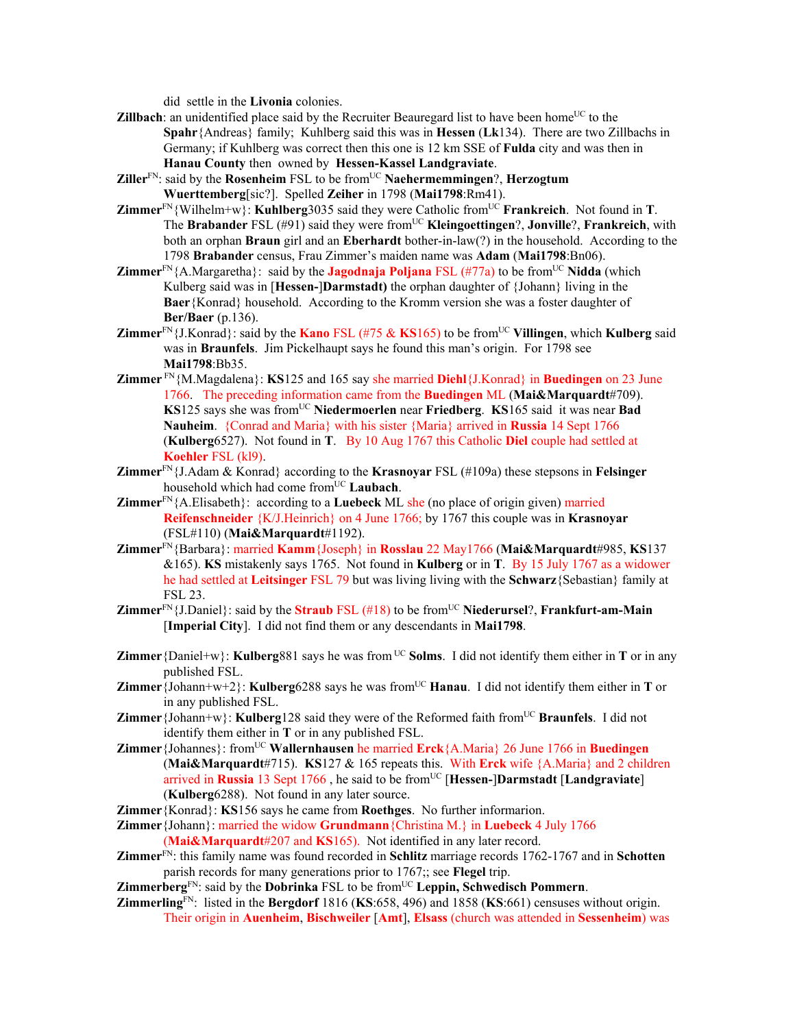did settle in the **Livonia** colonies.

**Zillbach**: an unidentified place said by the Recruiter Beauregard list to have been home[UC] to the **Spahr**{Andreas} family; Kuhlberg said this was in **Hessen** (**Lk**134). There are two Zillbachs in Germany; if Kuhlberg was correct then this one is 12 km SSE of **Fulda** city and was then in **Hanau County** then owned by **Hessen-Kassel Landgraviate**.

**Ziller**[FN]: said by the **Rosenheim** FSL to be from[UC] **Naehermemmingen**?, **Herzogtum Wuerttemberg**[sic?]. Spelled **Zeiher** in 1798 (**Mai1798**:Rm41).

**Zimmer**[FN]{Wilhelm+w}: **Kuhlberg**3035 said they were Catholic from[UC] **Frankreich**. Not found in **T**. The **Brabander** FSL (#91) said they were from[UC] **Kleingoettingen**?, **Jonville**?, **Frankreich**, with both an orphan **Braun** girl and an **Eberhardt** bother-in-law(?) in the household. According to the 1798 **Brabander** census, Frau Zimmer's maiden name was **Adam** (**Mai1798**:Bn06).

**Zimmer**[FN]{A.Margaretha}: said by the **Jagodnaja Poljana** FSL (#77a) to be from[UC] **Nidda** (which Kulberg said was in [**Hessen-**]**Darmstadt)** the orphan daughter of {Johann} living in the **Baer**{Konrad} household. According to the Kromm version she was a foster daughter of **Ber/Baer** (p.136).

**Zimmer**[FN]{J.Konrad}: said by the **Kano** FSL (#75 & **KS**165) to be from[UC] **Villingen**, which **Kulberg** said was in **Braunfels**. Jim Pickelhaupt says he found this man's origin. For 1798 see **Mai1798**:Bb35.

**Zimmer** [FN]{M.Magdalena}: **KS**125 and 165 say she married **Diehl**{J.Konrad} in **Buedingen** on 23 June 1766. The preceding information came from the **Buedingen** ML (**Mai&Marquardt**#709). **KS**125 says she was from[UC] **Niedermoerlen** near **Friedberg**. **KS**165 said it was near **Bad Nauheim**. {Conrad and Maria} with his sister {Maria} arrived in **Russia** 14 Sept 1766 (**Kulberg**6527). Not found in **T**. By 10 Aug 1767 this Catholic **Diel** couple had settled at **Koehler** FSL (kl9).

**Zimmer**[FN]{J.Adam & Konrad} according to the **Krasnoyar** FSL (#109a) these stepsons in **Felsinger** household which had come from[UC] **Laubach**.

**Zimmer**[FN]{A.Elisabeth}: according to a **Luebeck** ML she (no place of origin given) married **Reifenschneider** {K/J.Heinrich} on 4 June 1766; by 1767 this couple was in **Krasnoyar** (FSL#110) (**Mai&Marquardt**#1192).

**Zimmer**[FN]{Barbara}: married **Kamm**{Joseph} in **Rosslau** 22 May1766 (**Mai&Marquardt**#985, **KS**137 &165). **KS** mistakenly says 1765. Not found in **Kulberg** or in **T**. By 15 July 1767 as a widower he had settled at **Leitsinger** FSL 79 but was living living with the **Schwarz**{Sebastian} family at FSL 23.

**Zimmer**[FN]{J.Daniel}: said by the **Straub** FSL (#18) to be from[UC] **Niederursel**?, **Frankfurt-am-Main** [**Imperial City**]. I did not find them or any descendants in **Mai1798**.

**Zimmer**{Daniel+w}: **Kulberg**881 says he was from [UC] **Solms**. I did not identify them either in **T** or in any published FSL.

**Zimmer**{Johann+w+2}: **Kulberg**6288 says he was from[UC] **Hanau**. I did not identify them either in **T** or in any published FSL.

**Zimmer**{Johann+w}: **Kulberg**128 said they were of the Reformed faith from[UC] **Braunfels**. I did not identify them either in **T** or in any published FSL.

**Zimmer**{Johannes}: from[UC] **Wallernhausen** he married **Erck**{A.Maria} 26 June 1766 in **Buedingen** (**Mai&Marquardt**#715). **KS**127 & 165 repeats this. With **Erck** wife {A.Maria} and 2 children arrived in **Russia** 13 Sept 1766 , he said to be from[UC] [**Hessen-**]**Darmstadt** [**Landgraviate**] (**Kulberg**6288). Not found in any later source.

**Zimmer**{Konrad}: **KS**156 says he came from **Roethges**. No further informarion.

**Zimmer**{Johann}: married the widow **Grundmann**{Christina M.} in **Luebeck** 4 July 1766 (**Mai&Marquardt**#207 and **KS**165). Not identified in any later record.

**Zimmer**[FN]: this family name was found recorded in **Schlitz** marriage records 1762-1767 and in **Schotten** parish records for many generations prior to 1767;; see **Flegel** trip.

**Zimmerberg**[FN]: said by the **Dobrinka** FSL to be from[UC] **Leppin, Schwedisch Pommern**.

**Zimmerling**[FN]: listed in the **Bergdorf** 1816 (**KS**:658, 496) and 1858 (**KS**:661) censuses without origin. Their origin in **Auenheim**, **Bischweiler** [**Amt**], **Elsass** (church was attended in **Sessenheim**) was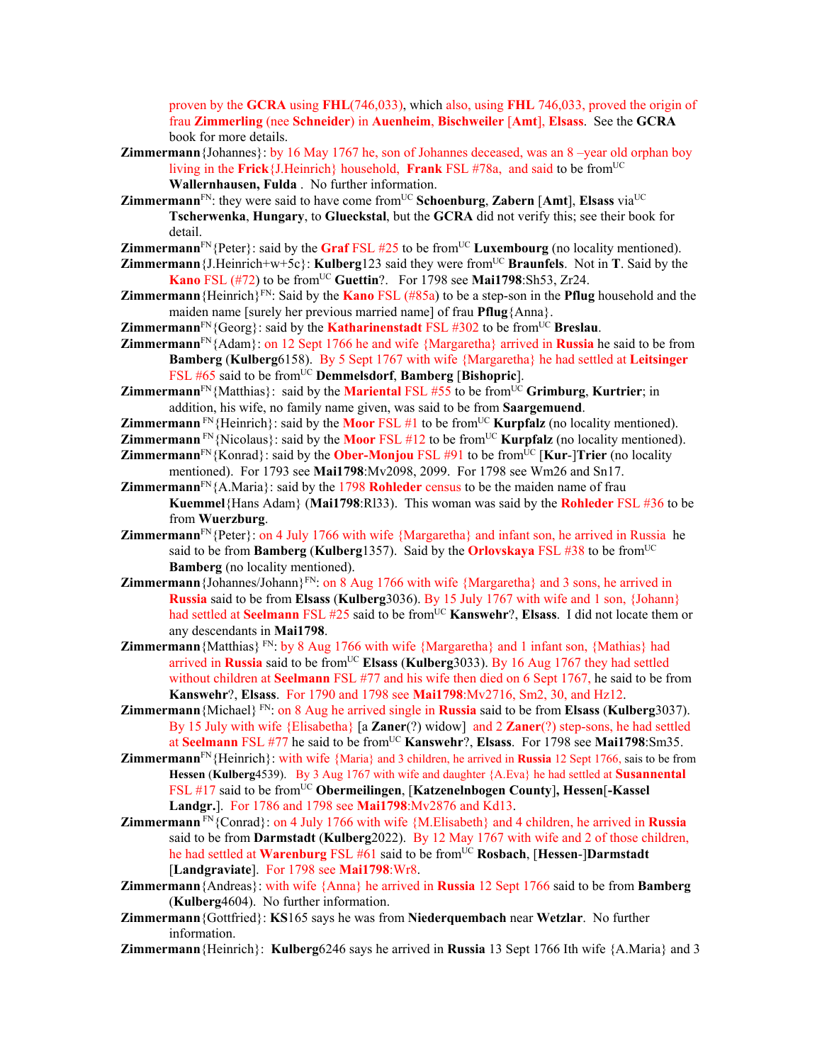proven by the **GCRA** using **FHL**(746,033), which also, using **FHL** 746,033, proved the origin of frau **Zimmerling** (nee **Schneider**) in **Auenheim**, **Bischweiler** [**Amt**], **Elsass**. See the **GCRA** book for more details.

**Zimmermann**{Johannes}: by 16 May 1767 he, son of Johannes deceased, was an 8 –year old orphan boy living in the **Frick**{J.Heinrich} household, **Frank** FSL #78a, and said to be fromUC **Wallernhausen, Fulda** . No further information.

**Zimmermann**FN: they were said to have come fromUC **Schoenburg**, **Zabern** [**Amt**], **Elsass** viaUC **Tscherwenka**, **Hungary**, to **Glueckstal**, but the **GCRA** did not verify this; see their book for detail.

**Zimmermann**FN{Peter}: said by the **Graf** FSL #25 to be fromUC **Luxembourg** (no locality mentioned).

**Zimmermann**{J.Heinrich+w+5c}: **Kulberg**123 said they were fromUC **Braunfels**. Not in **T**. Said by the **Kano** FSL (#72) to be fromUC **Guettin**?. For 1798 see **Mai1798**:Sh53, Zr24.

**Zimmermann**{Heinrich}FN: Said by the **Kano** FSL (#85a) to be a step-son in the **Pflug** household and the maiden name [surely her previous married name] of frau **Pflug**{Anna}.

**Zimmermann**FN{Georg}: said by the **Katharinenstadt** FSL #302 to be fromUC **Breslau**.

**Zimmermann**FN{Adam}: on 12 Sept 1766 he and wife {Margaretha} arrived in **Russia** he said to be from **Bamberg** (**Kulberg**6158). By 5 Sept 1767 with wife {Margaretha} he had settled at **Leitsinger** FSL #65 said to be fromUC **Demmelsdorf**, **Bamberg** [**Bishopric**].

**Zimmermann**FN{Matthias}: said by the **Mariental** FSL #55 to be fromUC **Grimburg**, **Kurtrier**; in addition, his wife, no family name given, was said to be from **Saargemuend**.

**Zimmermann** FN{Heinrich}: said by the **Moor** FSL #1 to be fromUC **Kurpfalz** (no locality mentioned).

**Zimmermann** FN{Nicolaus}: said by the **Moor** FSL #12 to be fromUC **Kurpfalz** (no locality mentioned).

**Zimmermann**FN{Konrad}: said by the **Ober-Monjou** FSL #91 to be fromUC [**Kur**-]**Trier** (no locality mentioned). For 1793 see **Mai1798**:Mv2098, 2099. For 1798 see Wm26 and Sn17.

**Zimmermann**FN{A.Maria}: said by the 1798 **Rohleder** census to be the maiden name of frau **Kuemmel**{Hans Adam} (**Mai1798**:Rl33). This woman was said by the **Rohleder** FSL #36 to be from **Wuerzburg**.

**Zimmermann**FN{Peter}: on 4 July 1766 with wife {Margaretha} and infant son, he arrived in Russia he said to be from **Bamberg** (**Kulberg**1357). Said by the **Orlovskaya** FSL #38 to be fromUC **Bamberg** (no locality mentioned).

**Zimmermann**{Johannes/Johann}FN: on 8 Aug 1766 with wife {Margaretha} and 3 sons, he arrived in **Russia** said to be from **Elsass** (**Kulberg**3036). By 15 July 1767 with wife and 1 son, {Johann} had settled at **Seelmann** FSL #25 said to be fromUC **Kanswehr**?, **Elsass**. I did not locate them or any descendants in **Mai1798**.

**Zimmermann**{Matthias} FN: by 8 Aug 1766 with wife {Margaretha} and 1 infant son, {Mathias} had arrived in **Russia** said to be fromUC **Elsass** (**Kulberg**3033). By 16 Aug 1767 they had settled without children at **Seelmann** FSL #77 and his wife then died on 6 Sept 1767, he said to be from **Kanswehr**?, **Elsass**. For 1790 and 1798 see **Mai1798**:Mv2716, Sm2, 30, and Hz12.

**Zimmermann**{Michael} FN: on 8 Aug he arrived single in **Russia** said to be from **Elsass** (**Kulberg**3037). By 15 July with wife {Elisabetha} [a **Zaner**(?) widow] and 2 **Zaner**(?) step-sons, he had settled at **Seelmann** FSL #77 he said to be fromUC **Kanswehr**?, **Elsass**. For 1798 see **Mai1798**:Sm35.

**Zimmermann**FN{Heinrich}: with wife {Maria} and 3 children, he arrived in **Russia** 12 Sept 1766, sais to be from **Hessen** (**Kulberg**4539). By 3 Aug 1767 with wife and daughter {A.Eva} he had settled at **Susannental** FSL #17 said to be fromUC **Obermeilingen**, [**Katzenelnbogen County**], **Hessen**[**-Kassel Landgr.**]. For 1786 and 1798 see **Mai1798**:Mv2876 and Kd13.

**Zimmermann** FN{Conrad}: on 4 July 1766 with wife {M.Elisabeth} and 4 children, he arrived in **Russia** said to be from **Darmstadt** (**Kulberg**2022). By 12 May 1767 with wife and 2 of those children, he had settled at **Warenburg** FSL #61 said to be fromUC **Rosbach**, [**Hessen**-]**Darmstadt** [**Landgraviate**]. For 1798 see **Mai1798**:Wr8.

**Zimmermann**{Andreas}: with wife {Anna} he arrived in **Russia** 12 Sept 1766 said to be from **Bamberg** (**Kulberg**4604). No further information.

**Zimmermann**{Gottfried}: **KS**165 says he was from **Niederquembach** near **Wetzlar**. No further information.

**Zimmermann**{Heinrich}: **Kulberg**6246 says he arrived in **Russia** 13 Sept 1766 Ith wife {A.Maria} and 3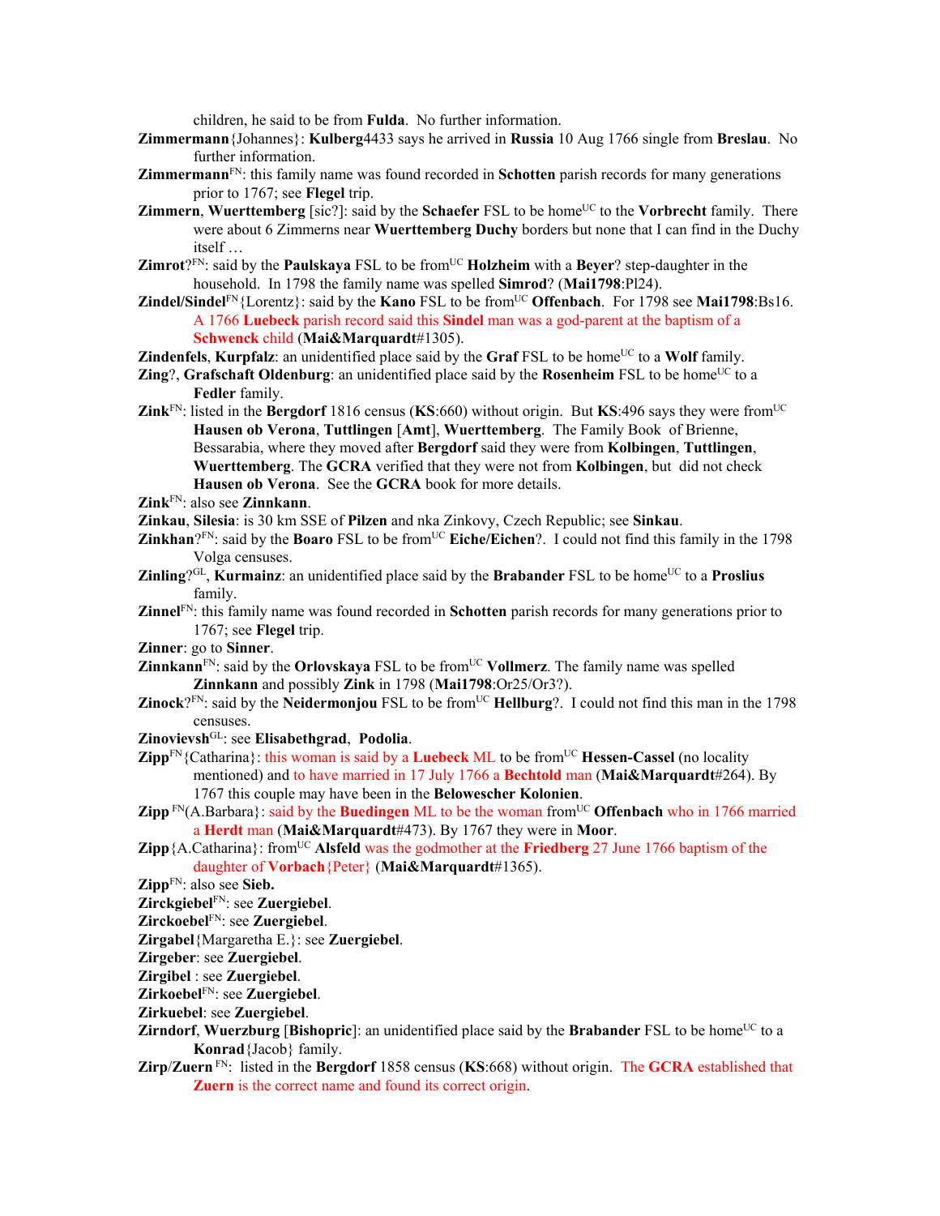children, he said to be from **Fulda**. No further information.

**Zimmermann**{Johannes}: **Kulberg**4433 says he arrived in **Russia** 10 Aug 1766 single from **Breslau**. No further information.

**Zimmermann**[FN]: this family name was found recorded in **Schotten** parish records for many generations prior to 1767; see **Flegel** trip.

**Zimmern**, **Wuerttemberg** [sic?]: said by the **Schaefer** FSL to be home[UC] to the **Vorbrecht** family. There were about 6 Zimmerns near **Wuerttemberg Duchy** borders but none that I can find in the Duchy itself …

**Zimrot**?[FN]: said by the **Paulskaya** FSL to be from[UC] **Holzheim** with a **Beyer**? step-daughter in the household. In 1798 the family name was spelled **Simrod**? (**Mai1798**:Pl24).

**Zindel/Sindel**[FN]{Lorentz}: said by the **Kano** FSL to be from[UC] **Offenbach**. For 1798 see **Mai1798**:Bs16. A 1766 **Luebeck** parish record said this **Sindel** man was a god-parent at the baptism of a **Schwenck** child (**Mai&Marquardt**#1305).

**Zindenfels**, **Kurpfalz**: an unidentified place said by the **Graf** FSL to be home[UC] to a **Wolf** family.

**Zing**?, **Grafschaft Oldenburg**: an unidentified place said by the **Rosenheim** FSL to be home[UC] to a **Fedler** family.

**Zink**[FN]: listed in the **Bergdorf** 1816 census (**KS**:660) without origin. But **KS**:496 says they were from[UC] **Hausen ob Verona**, **Tuttlingen** [**Amt**], **Wuerttemberg**. The Family Book of Brienne, Bessarabia, where they moved after **Bergdorf** said they were from **Kolbingen**, **Tuttlingen**, **Wuerttemberg**. The **GCRA** verified that they were not from **Kolbingen**, but did not check **Hausen ob Verona**. See the **GCRA** book for more details.

**Zink**[FN]: also see **Zinnkann**.

**Zinkau**, **Silesia**: is 30 km SSE of **Pilzen** and nka Zinkovy, Czech Republic; see **Sinkau**.

**Zinkhan**?[FN]: said by the **Boaro** FSL to be from[UC] **Eiche/Eichen**?. I could not find this family in the 1798 Volga censuses.

**Zinling**?[GL], **Kurmainz**: an unidentified place said by the **Brabander** FSL to be home[UC] to a **Proslius** family.

**Zinnel**[FN]: this family name was found recorded in **Schotten** parish records for many generations prior to 1767; see **Flegel** trip.

**Zinner**: go to **Sinner**.

**Zinnkann**[FN]: said by the **Orlovskaya** FSL to be from[UC] **Vollmerz**. The family name was spelled **Zinnkann** and possibly **Zink** in 1798 (**Mai1798**:Or25/Or3?).

**Zinock**?[FN]: said by the **Neidermonjou** FSL to be from[UC] **Hellburg**?. I could not find this man in the 1798 censuses.

**Zinovievsh**[GL]: see **Elisabethgrad**, **Podolia**.

**Zipp**[FN]{Catharina}: this woman is said by a **Luebeck** ML to be from[UC] **Hessen-Cassel** (no locality mentioned) and to have married in 17 July 1766 a **Bechtold** man (**Mai&Marquardt**#264). By 1767 this couple may have been in the **Belowescher Kolonien**.

**Zipp** [FN](A.Barbara}: said by the **Buedingen** ML to be the woman from[UC] **Offenbach** who in 1766 married a **Herdt** man (**Mai&Marquardt**#473). By 1767 they were in **Moor**.

**Zipp**{A.Catharina}: from[UC] **Alsfeld** was the godmother at the **Friedberg** 27 June 1766 baptism of the daughter of **Vorbach**{Peter} (**Mai&Marquardt**#1365).

**Zipp**[FN]: also see **Sieb.**

**Zirckgiebel**[FN]: see **Zuergiebel**.

**Zirckoebel**[FN]: see **Zuergiebel**.

**Zirgabel**{Margaretha E.}: see **Zuergiebel**.

**Zirgeber**: see **Zuergiebel**.

**Zirgibel** : see **Zuergiebel**.

**Zirkoebel**[FN]: see **Zuergiebel**.

**Zirkuebel**: see **Zuergiebel**.

**Zirndorf**, **Wuerzburg** [**Bishopric**]: an unidentified place said by the **Brabander** FSL to be home[UC] to a **Konrad**{Jacob} family.

**Zirp**/**Zuern** [FN]: listed in the **Bergdorf** 1858 census (**KS**:668) without origin. The **GCRA** established that **Zuern** is the correct name and found its correct origin.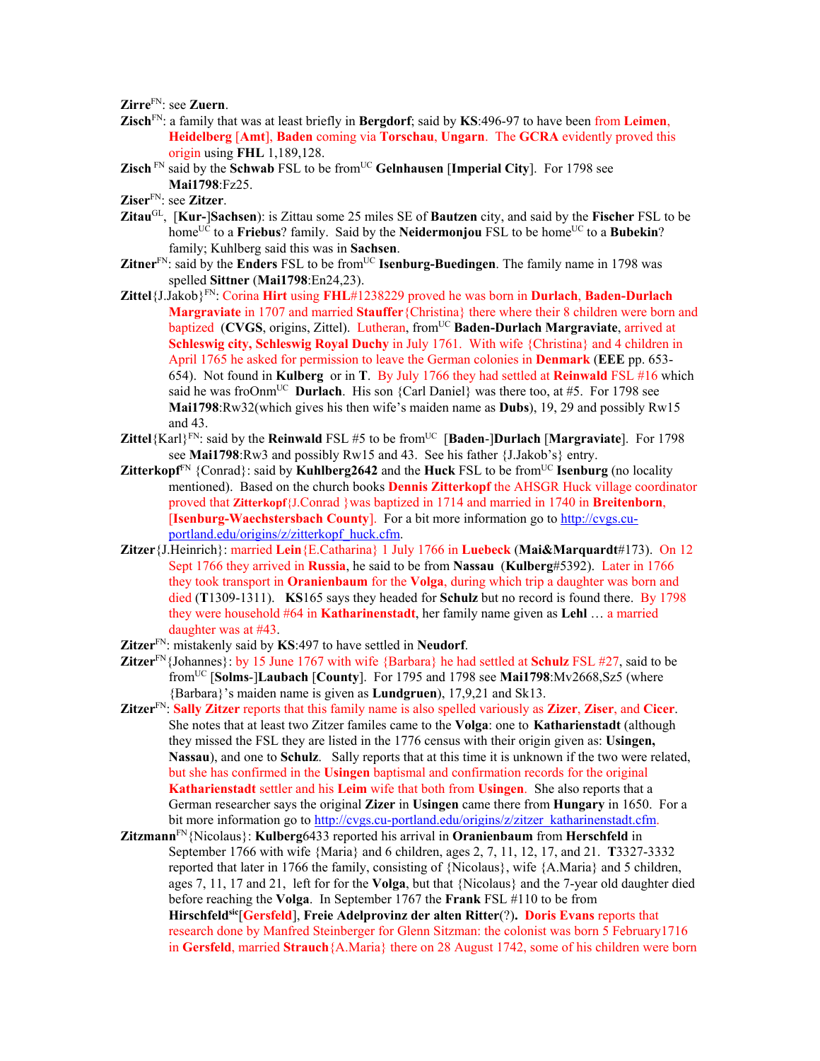**Zirre**[FN]: see **Zuern**.

**Zisch**[FN]: a family that was at least briefly in **Bergdorf**; said by **KS**:496-97 to have been from **Leimen**, **Heidelberg** [**Amt**], **Baden** coming via **Torschau**, **Ungarn**. The **GCRA** evidently proved this origin using **FHL** 1,189,128.

**Zisch** [FN] said by the **Schwab** FSL to be from[UC] **Gelnhausen** [**Imperial City**]. For 1798 see **Mai1798**:Fz25.

**Ziser**[FN]: see **Zitzer**.

**Zitau**[GL], [**Kur-**]**Sachsen**): is Zittau some 25 miles SE of **Bautzen** city, and said by the **Fischer** FSL to be home[UC] to a **Friebus**? family. Said by the **Neidermonjou** FSL to be home[UC] to a **Bubekin**? family; Kuhlberg said this was in **Sachsen**.

**Zitner**[FN]: said by the **Enders** FSL to be from[UC] **Isenburg-Buedingen**. The family name in 1798 was spelled **Sittner** (**Mai1798**:En24,23).

**Zittel**{J.Jakob}[FN]: Corina **Hirt** using **FHL**#1238229 proved he was born in **Durlach**, **Baden-Durlach Margraviate** in 1707 and married **Stauffer**{Christina} there where their 8 children were born and baptized (**CVGS**, origins, Zittel). Lutheran, from[UC] **Baden-Durlach Margraviate**, arrived at **Schleswig city, Schleswig Royal Duchy** in July 1761. With wife {Christina} and 4 children in April 1765 he asked for permission to leave the German colonies in **Denmark** (**EEE** pp. 653-654). Not found in **Kulberg** or in **T**. By July 1766 they had settled at **Reinwald** FSL #16 which said he was froOnm[UC] **Durlach**. His son {Carl Daniel} was there too, at #5. For 1798 see **Mai1798**:Rw32(which gives his then wife's maiden name as **Dubs**), 19, 29 and possibly Rw15 and 43.

**Zittel**{Karl}[FN]: said by the **Reinwald** FSL #5 to be from[UC] [**Baden**-]**Durlach** [**Margraviate**]. For 1798 see **Mai1798**:Rw3 and possibly Rw15 and 43. See his father {J.Jakob's} entry.

**Zitterkopf**[FN] {Conrad}: said by **Kuhlberg2642** and the **Huck** FSL to be from[UC] **Isenburg** (no locality mentioned). Based on the church books **Dennis Zitterkopf** the AHSGR Huck village coordinator proved that **Zitterkopf**{J.Conrad }was baptized in 1714 and married in 1740 in **Breitenborn**, [**Isenburg-Waechstersbach County**]. For a bit more information go to http://cvgs.cu-portland.edu/origins/z/zitterkopf_huck.cfm.

**Zitzer**{J.Heinrich}: married **Lein**{E.Catharina} 1 July 1766 in **Luebeck** (**Mai&Marquardt**#173). On 12 Sept 1766 they arrived in **Russia**, he said to be from **Nassau** (**Kulberg**#5392). Later in 1766 they took transport in **Oranienbaum** for the **Volga**, during which trip a daughter was born and died (**T**1309-1311). **KS**165 says they headed for **Schulz** but no record is found there. By 1798 they were household #64 in **Katharinenstadt**, her family name given as **Lehl** … a married daughter was at #43.

**Zitzer**[FN]: mistakenly said by **KS**:497 to have settled in **Neudorf**.

**Zitzer**[FN]{Johannes}: by 15 June 1767 with wife {Barbara} he had settled at **Schulz** FSL #27, said to be from[UC] [**Solms**-]**Laubach** [**County**]. For 1795 and 1798 see **Mai1798**:Mv2668,Sz5 (where {Barbara}'s maiden name is given as **Lundgruen**), 17,9,21 and Sk13.

**Zitzer**[FN]: **Sally Zitzer** reports that this family name is also spelled variously as **Zizer**, **Ziser**, and **Cicer**. She notes that at least two Zitzer familes came to the **Volga**: one to **Katharienstadt** (although they missed the FSL they are listed in the 1776 census with their origin given as: **Usingen, Nassau**), and one to **Schulz**. Sally reports that at this time it is unknown if the two were related, but she has confirmed in the **Usingen** baptismal and confirmation records for the original **Katharienstadt** settler and his **Leim** wife that both from **Usingen**. She also reports that a German researcher says the original **Zizer** in **Usingen** came there from **Hungary** in 1650. For a bit more information go to http://cvgs.cu-portland.edu/origins/z/zitzer_katharinenstadt.cfm.

**Zitzmann**[FN]{Nicolaus}: **Kulberg**6433 reported his arrival in **Oranienbaum** from **Herschfeld** in September 1766 with wife {Maria} and 6 children, ages 2, 7, 11, 12, 17, and 21. **T**3327-3332 reported that later in 1766 the family, consisting of {Nicolaus}, wife {A.Maria} and 5 children, ages 7, 11, 17 and 21, left for for the **Volga**, but that {Nicolaus} and the 7-year old daughter died before reaching the **Volga**. In September 1767 the **Frank** FSL #110 to be from **Hirschfeld**[sic][**Gersfeld**], **Freie Adelprovinz der alten Ritter**(?). **Doris Evans** reports that research done by Manfred Steinberger for Glenn Sitzman: the colonist was born 5 February1716 in **Gersfeld**, married **Strauch**{A.Maria} there on 28 August 1742, some of his children were born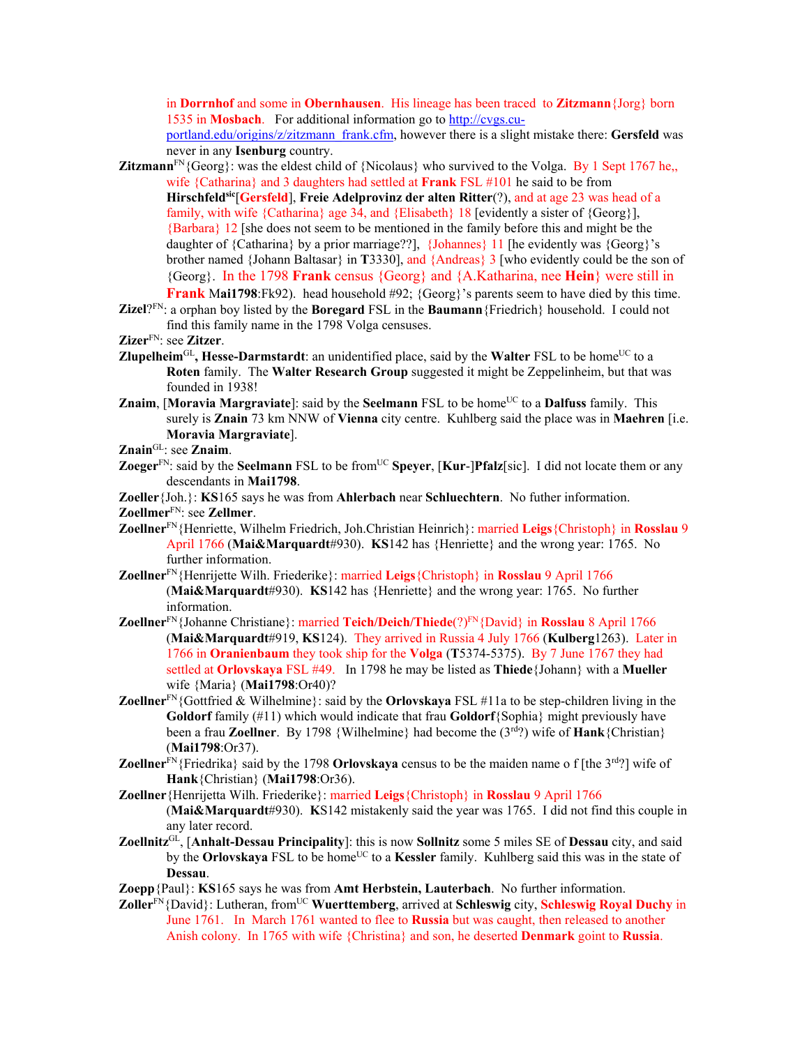in **Dornhof** and some in **Obernhausen**. His lineage has been traced to **Zitzmann**{Jorg} born 1535 in **Mosbach**. For additional information go to http://cvgs.cu-portland.edu/origins/z/zitzmann_frank.cfm, however there is a slight mistake there: **Gersfeld** was never in any **Isenburg** country.

**Zitzmann**FN{Georg}: was the eldest child of {Nicolaus} who survived to the Volga. By 1 Sept 1767 he,, wife {Catharina} and 3 daughters had settled at **Frank** FSL #101 he said to be from **Hirschfeld**sic[**Gersfeld**], **Freie Adelprovinz der alten Ritter**(?), and at age 23 was head of a family, with wife {Catharina} age 34, and {Elisabeth} 18 [evidently a sister of {Georg}], {Barbara} 12 [she does not seem to be mentioned in the family before this and might be the daughter of {Catharina} by a prior marriage??], {Johannes} 11 [he evidently was {Georg}'s brother named {Johann Baltasar} in **T**3330], and {Andreas} 3 [who evidently could be the son of {Georg}. In the 1798 **Frank** census {Georg} and {A.Katharina, nee **Hein**} were still in **Frank** M**ai1798**:Fk92). head household #92; {Georg}'s parents seem to have died by this time.

**Zizel**?FN: a orphan boy listed by the **Boregard** FSL in the **Baumann**{Friedrich} household. I could not find this family name in the 1798 Volga censuses.

**Zizer**FN: see **Zitzer**.

**Zlupelheim**GL**, Hesse-Darmstardt**: an unidentified place, said by the **Walter** FSL to be homeUC to a **Roten** family. The **Walter Research Group** suggested it might be Zeppelinheim, but that was founded in 1938!

**Znaim**, [**Moravia Margraviate**]: said by the **Seelmann** FSL to be homeUC to a **Dalfuss** family. This surely is **Znain** 73 km NNW of **Vienna** city centre. Kuhlberg said the place was in **Maehren** [i.e. **Moravia Margraviate**].

**Znain**GL: see **Znaim**.

**Zoeger**FN: said by the **Seelmann** FSL to be fromUC **Speyer**, [**Kur**-]**Pfalz**[sic]. I did not locate them or any descendants in **Mai1798**.

**Zoeller**{Joh.}: **KS**165 says he was from **Ahlerbach** near **Schluechtern**. No futher information.

**Zoellmer**FN: see **Zellmer**.

**Zoellner**FN{Henriette, Wilhelm Friedrich, Joh.Christian Heinrich}: married **Leigs**{Christoph} in **Rosslau** 9 April 1766 (**Mai&Marquardt**#930). **KS**142 has {Henriette} and the wrong year: 1765. No further information.

**Zoellner**FN{Henrijette Wilh. Friederike}: married **Leigs**{Christoph} in **Rosslau** 9 April 1766 (**Mai&Marquardt**#930). **KS**142 has {Henriette} and the wrong year: 1765. No further information.

**Zoellner**FN{Johanne Christiane}: married **Teich/Deich/Thiede**(?)FN{David} in **Rosslau** 8 April 1766 (**Mai&Marquardt**#919, **KS**124). They arrived in Russia 4 July 1766 (**Kulberg**1263). Later in 1766 in **Oranienbaum** they took ship for the **Volga** (**T**5374-5375). By 7 June 1767 they had settled at **Orlovskaya** FSL #49. In 1798 he may be listed as **Thiede**{Johann} with a **Mueller** wife {Maria} (**Mai1798**:Or40)?

**Zoellner**FN{Gottfried & Wilhelmine}: said by the **Orlovskaya** FSL #11a to be step-children living in the **Goldorf** family (#11) which would indicate that frau **Goldorf**{Sophia} might previously have been a frau **Zoellner**. By 1798 {Wilhelmine} had become the (3rd?) wife of **Hank**{Christian} (**Mai1798**:Or37).

**Zoellner**FN{Friedrika} said by the 1798 **Orlovskaya** census to be the maiden name o f [the 3rd?] wife of **Hank**{Christian} (**Mai1798**:Or36).

**Zoellner**{Henrijetta Wilh. Friederike}: married **Leigs**{Christoph} in **Rosslau** 9 April 1766 (**Mai&Marquardt**#930). **K**S142 mistakenly said the year was 1765. I did not find this couple in any later record.

**Zoellnitz**GL, [**Anhalt-Dessau Principality**]: this is now **Sollnitz** some 5 miles SE of **Dessau** city, and said by the **Orlovskaya** FSL to be homeUC to a **Kessler** family. Kuhlberg said this was in the state of **Dessau**.

**Zoepp**{Paul}: **KS**165 says he was from **Amt Herbstein, Lauterbach**. No further information.

**Zoller**FN{David}: Lutheran, fromUC **Wuerttemberg**, arrived at **Schleswig** city, **Schleswig Royal Duchy** in June 1761. In March 1761 wanted to flee to **Russia** but was caught, then released to another Anish colony. In 1765 with wife {Christina} and son, he deserted **Denmark** goint to **Russia**.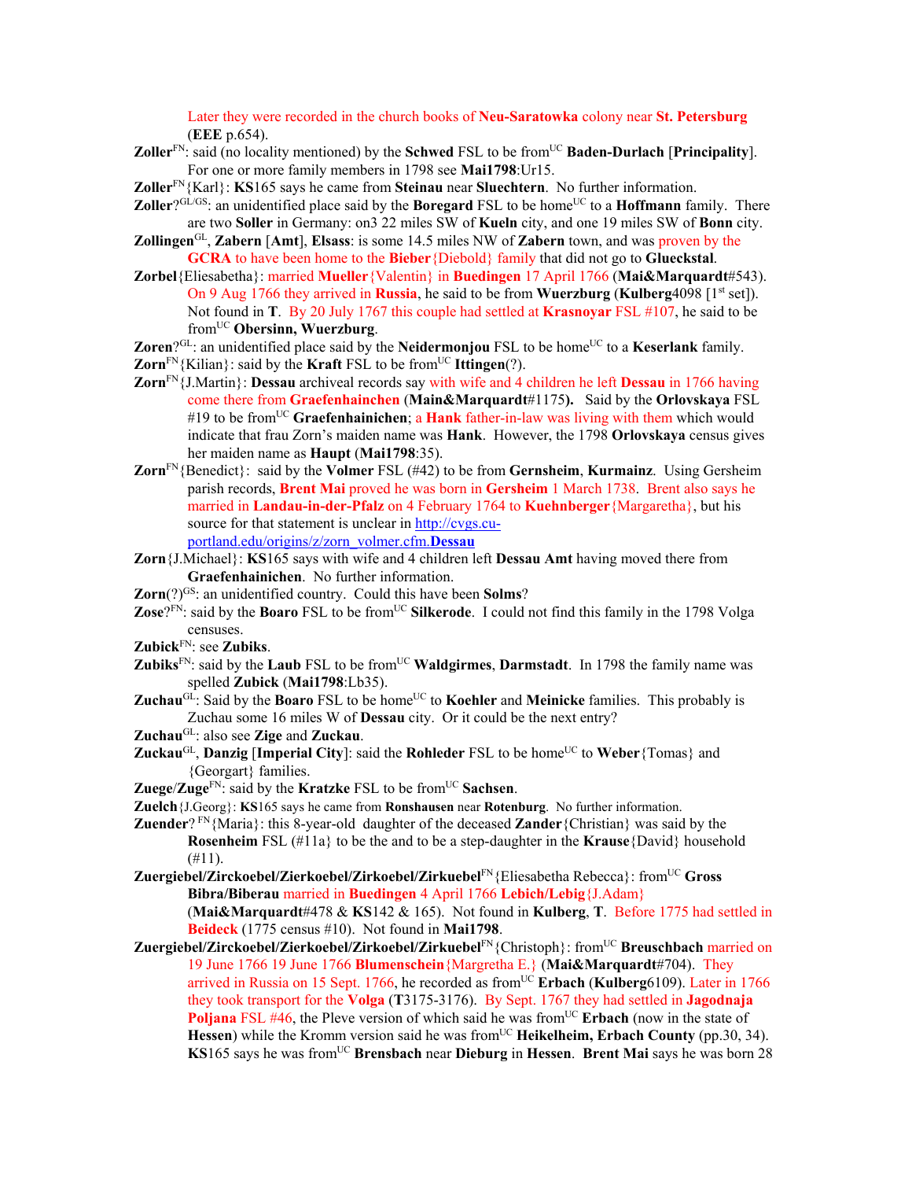Later they were recorded in the church books of **Neu-Saratowka** colony near **St. Petersburg** (**EEE** p.654).

**Zoller**[FN]: said (no locality mentioned) by the **Schwed** FSL to be from[UC] **Baden-Durlach** [**Principality**]. For one or more family members in 1798 see **Mai1798**:Ur15.

**Zoller**[FN]{Karl}: **KS**165 says he came from **Steinau** near **Sluechtern**. No further information.

**Zoller**?[GL/GS]: an unidentified place said by the **Boregard** FSL to be home[UC] to a **Hoffmann** family. There are two **Soller** in Germany: on3 22 miles SW of **Kueln** city, and one 19 miles SW of **Bonn** city.

**Zollingen**[GL], **Zabern** [**Amt**], **Elsass**: is some 14.5 miles NW of **Zabern** town, and was proven by the **GCRA** to have been home to the **Bieber**{Diebold} family that did not go to **Glueckstal**.

**Zorbel**{Eliesabetha}: married **Mueller**{Valentin} in **Buedingen** 17 April 1766 (**Mai&Marquardt**#543). On 9 Aug 1766 they arrived in **Russia**, he said to be from **Wuerzburg** (**Kulberg**4098 [1st set]). Not found in **T**. By 20 July 1767 this couple had settled at **Krasnoyar** FSL #107, he said to be from[UC] **Obersinn, Wuerzburg**.

**Zoren**?[GL]: an unidentified place said by the **Neidermonjou** FSL to be home[UC] to a **Keserlank** family.

**Zorn**[FN]{Kilian}: said by the **Kraft** FSL to be from[UC] **Ittingen**(?).

**Zorn**[FN]{J.Martin}: **Dessau** archiveal records say with wife and 4 children he left **Dessau** in 1766 having come there from **Graefenhainchen** (**Main&Marquardt**#1175**).** Said by the **Orlovskaya** FSL #19 to be from[UC] **Graefenhainichen**; a **Hank** father-in-law was living with them which would indicate that frau Zorn's maiden name was **Hank**. However, the 1798 **Orlovskaya** census gives her maiden name as **Haupt** (**Mai1798**:35).

**Zorn**[FN]{Benedict}: said by the **Volmer** FSL (#42) to be from **Gernsheim**, **Kurmainz**. Using Gersheim parish records, **Brent Mai** proved he was born in **Gersheim** 1 March 1738. Brent also says he married in **Landau-in-der-Pfalz** on 4 February 1764 to **Kuehnberger**{Margaretha}, but his source for that statement is unclear in http://cvgs.cu-portland.edu/origins/z/zorn_volmer.cfm.**Dessau**

**Zorn**{J.Michael}: **KS**165 says with wife and 4 children left **Dessau Amt** having moved there from **Graefenhainichen**. No further information.

**Zorn**(?)[GS]: an unidentified country. Could this have been **Solms**?

**Zose**?[FN]: said by the **Boaro** FSL to be from[UC] **Silkerode**. I could not find this family in the 1798 Volga censuses.

**Zubick**[FN]: see **Zubiks**.

**Zubiks**[FN]: said by the **Laub** FSL to be from[UC] **Waldgirmes**, **Darmstadt**. In 1798 the family name was spelled **Zubick** (**Mai1798**:Lb35).

**Zuchau**[GL]: Said by the **Boaro** FSL to be home[UC] to **Koehler** and **Meinicke** families. This probably is Zuchau some 16 miles W of **Dessau** city. Or it could be the next entry?

**Zuchau**[GL]: also see **Zige** and **Zuckau**.

**Zuckau**[GL], **Danzig** [**Imperial City**]: said the **Rohleder** FSL to be home[UC] to **Weber**{Tomas} and {Georgart} families.

**Zuege**/**Zuge**[FN]: said by the **Kratzke** FSL to be from[UC] **Sachsen**.

**Zuelch**{J.Georg}: **KS**165 says he came from **Ronshausen** near **Rotenburg**. No further information.

**Zuender**? [FN]{Maria}: this 8-year-old daughter of the deceased **Zander**{Christian} was said by the **Rosenheim** FSL (#11a} to be the and to be a step-daughter in the **Krause**{David} household (#11).

**Zuergiebel/Zirckoebel/Zierkoebel/Zirkoebel/Zirkuebel**[FN]{Eliesabetha Rebecca}: from[UC] **Gross Bibra/Biberau** married in **Buedingen** 4 April 1766 **Lebich/Lebig**{J.Adam} (**Mai&Marquardt**#478 & **KS**142 & 165). Not found in **Kulberg**, **T**. Before 1775 had settled in **Beideck** (1775 census #10). Not found in **Mai1798**.

**Zuergiebel/Zirckoebel/Zierkoebel/Zirkoebel/Zirkuebel**[FN]{Christoph}: from[UC] **Breuschbach** married on 19 June 1766 19 June 1766 **Blumenschein**{Margretha E.} (**Mai&Marquardt**#704). They arrived in Russia on 15 Sept. 1766, he recorded as from[UC] **Erbach** (**Kulberg**6109). Later in 1766 they took transport for the **Volga** (**T**3175-3176). By Sept. 1767 they had settled in **Jagodnaja Poljana** FSL #46, the Pleve version of which said he was from[UC] **Erbach** (now in the state of **Hessen**) while the Kromm version said he was from[UC] **Heikelheim, Erbach County** (pp.30, 34). **KS**165 says he was from[UC] **Brensbach** near **Dieburg** in **Hessen**. **Brent Mai** says he was born 28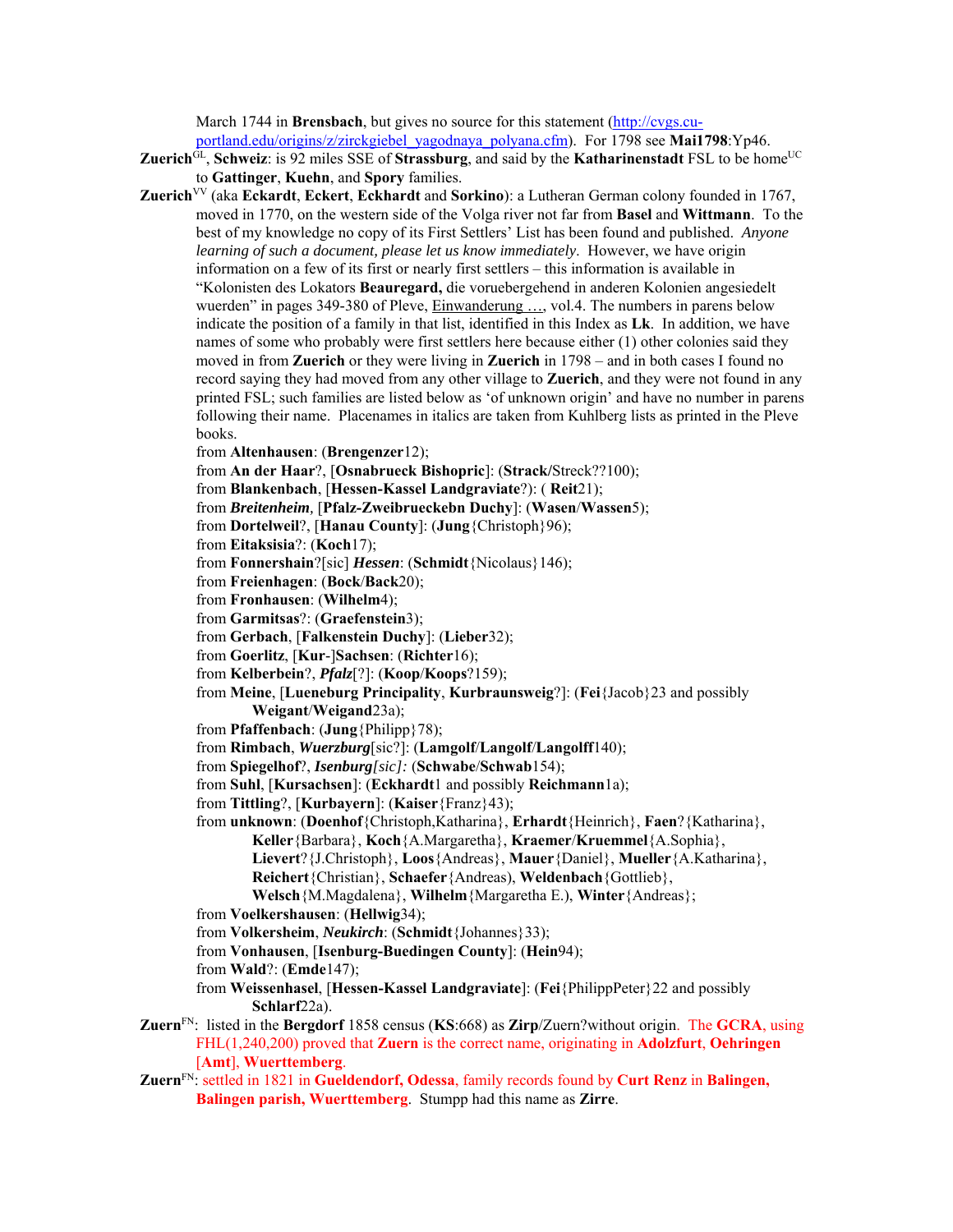March 1744 in **Brensbach**, but gives no source for this statement (http://cvgs.cu-portland.edu/origins/z/zirckgiebel_yagodnaya_polyana.cfm). For 1798 see **Mai1798**:Yp46.

**Zuerich**[GL], **Schweiz**: is 92 miles SSE of **Strassburg**, and said by the **Katharinenstadt** FSL to be home[UC] to **Gattinger**, **Kuehn**, and **Spory** families.

**Zuerich**[VV] (aka **Eckardt**, **Eckert**, **Eckhardt** and **Sorkino**): a Lutheran German colony founded in 1767, moved in 1770, on the western side of the Volga river not far from **Basel** and **Wittmann**. To the best of my knowledge no copy of its First Settlers' List has been found and published. *Anyone learning of such a document, please let us know immediately*. However, we have origin information on a few of its first or nearly first settlers – this information is available in "Kolonisten des Lokators **Beauregard,** die voruebergehend in anderen Kolonien angesiedelt wuerden" in pages 349-380 of Pleve, Einwanderung …, vol.4. The numbers in parens below indicate the position of a family in that list, identified in this Index as **Lk**. In addition, we have names of some who probably were first settlers here because either (1) other colonies said they moved in from **Zuerich** or they were living in **Zuerich** in 1798 – and in both cases I found no record saying they had moved from any other village to **Zuerich**, and they were not found in any printed FSL; such families are listed below as 'of unknown origin' and have no number in parens following their name. Placenames in italics are taken from Kuhlberg lists as printed in the Pleve books.

- from **Altenhausen**: (**Brengenzer**12);
- from **An der Haar**?, [**Osnabrueck Bishopric**]: (**Strack/**Streck??100);
- from **Blankenbach**, [**Hessen-Kassel Landgraviate**?): ( **Reit**21);
- from ***Breitenheim***, [**Pfalz-Zweibrueckebn Duchy**]: (**Wasen**/**Wassen**5);
- from **Dortelweil**?, [**Hanau County**]: (**Jung**{Christoph}96);
- from **Eitaksisia**?: (**Koch**17);
- from **Fonnershain**?[sic] ***Hessen***: (**Schmidt**{Nicolaus}146);
- from **Freienhagen**: (**Bock**/**Back**20);
- from **Fronhausen**: (**Wilhelm**4);
- from **Garmitsas**?: (**Graefenstein**3);
- from **Gerbach**, [**Falkenstein Duchy**]: (**Lieber**32);
- from **Goerlitz**, [**Kur**-]**Sachsen**: (**Richter**16);
- from **Kelberbein**?, ***Pfalz***[?]: (**Koop**/**Koops**?159);
- from **Meine**, [**Lueneburg Principality**, **Kurbraunsweig**?]: (**Fei**{Jacob}23 and possibly **Weigant**/**Weigand**23a);
- from **Pfaffenbach**: (**Jung**{Philipp}78);
- from **Rimbach**, ***Wuerzburg***[sic?]: (**Lamgolf**/**Langolf**/**Langolff**140);
- from **Spiegelhof**?, ***Isenburg****[sic]:* (**Schwabe**/**Schwab**154);
- from **Suhl**, [**Kursachsen**]: (**Eckhardt**1 and possibly **Reichmann**1a);
- from **Tittling**?, [**Kurbayern**]: (**Kaiser**{Franz}43);
- from **unknown**: (**Doenhof**{Christoph,Katharina}, **Erhardt**{Heinrich}, **Faen**?{Katharina}, **Keller**{Barbara}, **Koch**{A.Margaretha}, **Kraemer**/**Kruemmel**{A.Sophia}, **Lievert**?{J.Christoph}, **Loos**{Andreas}, **Mauer**{Daniel}, **Mueller**{A.Katharina}, **Reichert**{Christian}, **Schaefer**{Andreas}, **Weldenbach**{Gottlieb}, **Welsch**{M.Magdalena}, **Wilhelm**{Margaretha E.), **Winter**{Andreas};
- from **Voelkershausen**: (**Hellwig**34);
- from **Volkersheim**, ***Neukirch***: (**Schmidt**{Johannes}33);
- from **Vonhausen**, [**Isenburg-Buedingen County**]: (**Hein**94);
- from **Wald**?: (**Emde**147);
- from **Weissenhasel**, [**Hessen-Kassel Landgraviate**]: (**Fei**{PhilippPeter}22 and possibly **Schlarf**22a).

**Zuern**[FN]: listed in the **Bergdorf** 1858 census (**KS**:668) as **Zirp**/Zuern?without origin. The **GCRA**, using FHL(1,240,200) proved that **Zuern** is the correct name, originating in **Adolzfurt**, **Oehringen** [**Amt**], **Wuerttemberg**.

**Zuern**[FN]: settled in 1821 in **Gueldendorf, Odessa**, family records found by **Curt Renz** in **Balingen, Balingen parish, Wuerttemberg**. Stumpp had this name as **Zirre**.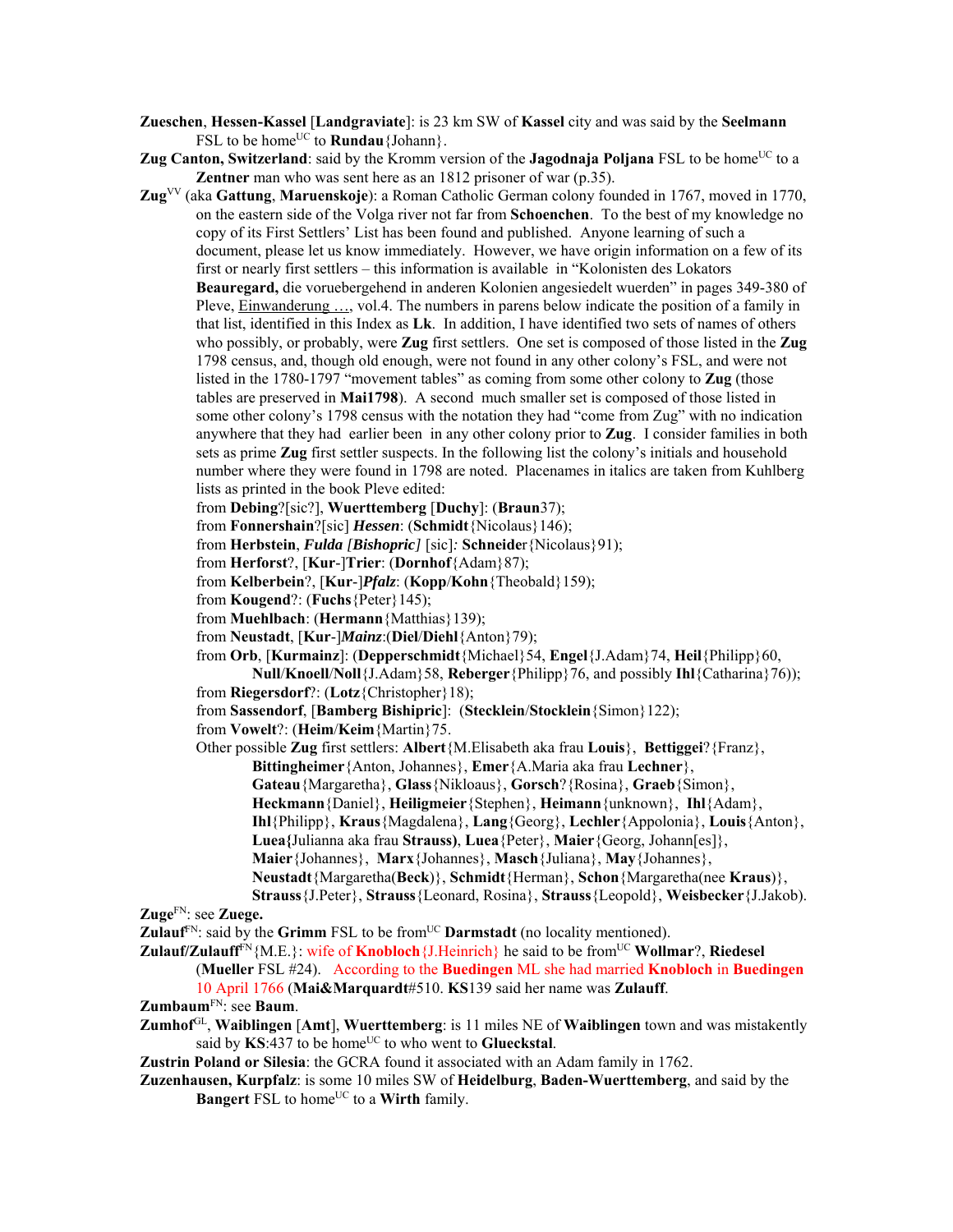**Zueschen**, **Hessen-Kassel** [**Landgraviate**]: is 23 km SW of **Kassel** city and was said by the **Seelmann** FSL to be home[UC] to **Rundau**{Johann}.

**Zug Canton, Switzerland**: said by the Kromm version of the **Jagodnaja Poljana** FSL to be home[UC] to a **Zentner** man who was sent here as an 1812 prisoner of war (p.35).

**Zug**[VV] (aka **Gattung**, **Maruenskoje**): a Roman Catholic German colony founded in 1767, moved in 1770, on the eastern side of the Volga river not far from **Schoenchen**. To the best of my knowledge no copy of its First Settlers' List has been found and published. Anyone learning of such a document, please let us know immediately. However, we have origin information on a few of its first or nearly first settlers – this information is available in "Kolonisten des Lokators **Beauregard,** die voruebergehend in anderen Kolonien angesiedelt wuerden" in pages 349-380 of Pleve, Einwanderung …, vol.4. The numbers in parens below indicate the position of a family in that list, identified in this Index as **Lk**. In addition, I have identified two sets of names of others who possibly, or probably, were **Zug** first settlers. One set is composed of those listed in the **Zug** 1798 census, and, though old enough, were not found in any other colony's FSL, and were not listed in the 1780-1797 "movement tables" as coming from some other colony to **Zug** (those tables are preserved in **Mai1798**). A second much smaller set is composed of those listed in some other colony's 1798 census with the notation they had "come from Zug" with no indication anywhere that they had earlier been in any other colony prior to **Zug**. I consider families in both sets as prime **Zug** first settler suspects. In the following list the colony's initials and household number where they were found in 1798 are noted. Placenames in italics are taken from Kuhlberg lists as printed in the book Pleve edited:

from **Debing**?[sic?], **Wuerttemberg** [**Duchy**]: (**Braun**37);
from **Fonnershain**?[sic] ***Hessen***: (**Schmidt**{Nicolaus}146);
from **Herbstein**, ***Fulda [Bishopric]*** [sic]: **Schneide**r{Nicolaus}91);
from **Herforst**?, [**Kur**-]**Trier**: (**Dornhof**{Adam}87);
from **Kelberbein**?, [**Kur**-]***Pfalz***: (**Kopp**/**Kohn**{Theobald}159);
from **Kougend**?: (**Fuchs**{Peter}145);
from **Muehlbach**: (**Hermann**{Matthias}139);
from **Neustadt**, [**Kur**-]***Mainz***:(**Diel**/**Diehl**{Anton}79);
from **Orb**, [**Kurmainz**]: (**Depperschmidt**{Michael}54, **Engel**{J.Adam}74, **Heil**{Philipp}60, **Null**/**Knoell**/**Noll**{J.Adam}58, **Reberger**{Philipp}76, and possibly **Ihl**{Catharina}76));
from **Riegersdorf**?: (**Lotz**{Christopher}18);
from **Sassendorf**, [**Bamberg Bishipric**]: (**Stecklein**/**Stocklein**{Simon}122);
from **Vowelt**?: (**Heim**/**Keim**{Martin}75.

Other possible **Zug** first settlers: **Albert**{M.Elisabeth aka frau **Louis**}, **Bettiggei**?{Franz}, **Bittingheimer**{Anton, Johannes}, **Emer**{A.Maria aka frau **Lechner**}, **Gateau**{Margaretha}, **Glass**{Nikloaus}, **Gorsch**?{Rosina}, **Graeb**{Simon}, **Heckmann**{Daniel}, **Heiligmeier**{Stephen}, **Heimann**{unknown}, **Ihl**{Adam}, **Ihl**{Philipp}, **Kraus**{Magdalena}, **Lang**{Georg}, **Lechler**{Appolonia}, **Louis**{Anton}, **Luea{**Julianna aka frau **Strauss)**, **Luea**{Peter}, **Maier**{Georg, Johann[es]}, **Maier**{Johannes}, **Marx**{Johannes}, **Masch**{Juliana}, **May**{Johannes}, **Neustadt**{Margaretha(**Beck**)}, **Schmidt**{Herman}, **Schon**{Margaretha(nee **Kraus**)}, **Strauss**{J.Peter}, **Strauss**{Leonard, Rosina}, **Strauss**{Leopold}, **Weisbecker**{J.Jakob).

**Zuge**[FN]: see **Zuege.**

**Zulauf**[FN]: said by the **Grimm** FSL to be from[UC] **Darmstadt** (no locality mentioned).

**Zulauf/Zulauff**[FN]{M.E.}: wife of **Knobloch**{J.Heinrich} he said to be from[UC] **Wollmar**?, **Riedesel** (**Mueller** FSL #24). According to the **Buedingen** ML she had married **Knobloch** in **Buedingen** 10 April 1766 (**Mai&Marquardt**#510. **KS**139 said her name was **Zulauff**.

**Zumbaum**[FN]: see **Baum**.

**Zumhof**[GL], **Waiblingen** [**Amt**], **Wuerttemberg**: is 11 miles NE of **Waiblingen** town and was mistakently said by **KS**:437 to be home[UC] to who went to **Glueckstal**.

**Zustrin Poland or Silesia**: the GCRA found it associated with an Adam family in 1762.

**Zuzenhausen, Kurpfalz**: is some 10 miles SW of **Heidelburg**, **Baden-Wuerttemberg**, and said by the **Bangert** FSL to home[UC] to a **Wirth** family.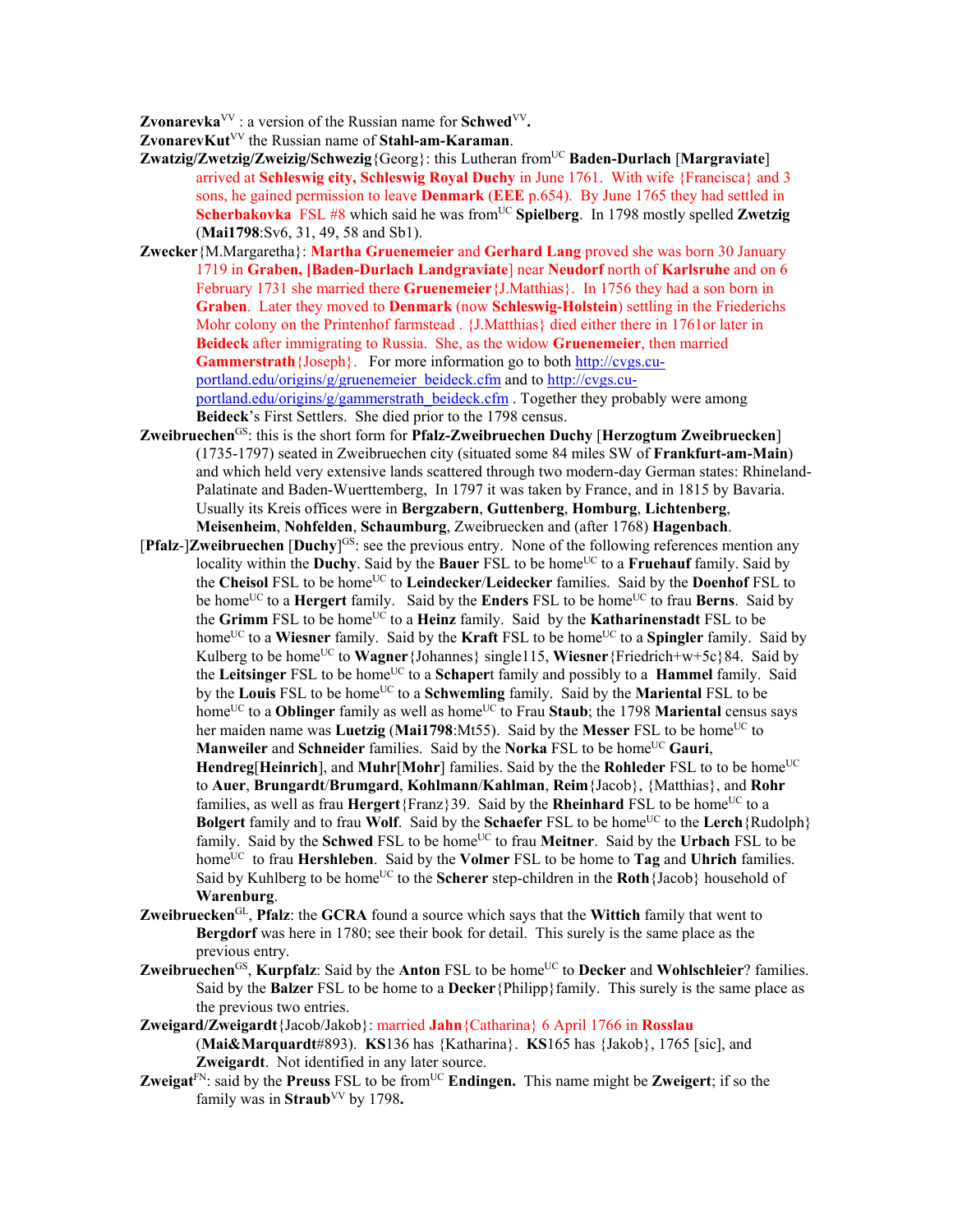**Zvonarevka**[VV] : a version of the Russian name for **Schwed**[VV]**.**

**ZvonarevKut**[VV] the Russian name of **Stahl-am-Karaman**.

**Zwatzig/Zwetzig/Zweizig/Schwezig**{Georg}: this Lutheran from[UC] **Baden-Durlach** [**Margraviate**] arrived at **Schleswig city, Schleswig Royal Duchy** in June 1761. With wife {Francisca} and 3 sons, he gained permission to leave **Denmark** (**EEE** p.654). By June 1765 they had settled in **Scherbakovka** FSL #8 which said he was from[UC] **Spielberg**. In 1798 mostly spelled **Zwetzig** (**Mai1798**:Sv6, 31, 49, 58 and Sb1).

**Zwecker**{M.Margaretha}: **Martha Gruenemeier** and **Gerhard Lang** proved she was born 30 January 1719 in **Graben, [Baden-Durlach Landgraviate**] near **Neudorf** north of **Karlsruhe** and on 6 February 1731 she married there **Gruenemeier**{J.Matthias}. In 1756 they had a son born in **Graben**. Later they moved to **Denmark** (now **Schleswig-Holstein**) settling in the Friederichs Mohr colony on the Printenhof farmstead . {J.Matthias} died either there in 1761or later in **Beideck** after immigrating to Russia. She, as the widow **Gruenemeier**, then married **Gammerstrath**{Joseph}. For more information go to both http://cvgs.cu-portland.edu/origins/g/gruenemeier_beideck.cfm and to http://cvgs.cu-portland.edu/origins/g/gammerstrath_beideck.cfm . Together they probably were among **Beideck**'s First Settlers. She died prior to the 1798 census.

**Zweibruechen**[GS]: this is the short form for **Pfalz-Zweibruechen Duchy** [**Herzogtum Zweibruecken**] (1735-1797) seated in Zweibruechen city (situated some 84 miles SW of **Frankfurt-am-Main**) and which held very extensive lands scattered through two modern-day German states: Rhineland-Palatinate and Baden-Wuerttemberg, In 1797 it was taken by France, and in 1815 by Bavaria. Usually its Kreis offices were in **Bergzabern**, **Guttenberg**, **Homburg**, **Lichtenberg**, **Meisenheim**, **Nohfelden**, **Schaumburg**, Zweibruecken and (after 1768) **Hagenbach**.

[**Pfalz**-]**Zweibruechen** [**Duchy**][GS]: see the previous entry. None of the following references mention any locality within the **Duchy**. Said by the **Bauer** FSL to be home[UC] to a **Fruehauf** family. Said by the **Cheisol** FSL to be home[UC] to **Leindecker**/**Leidecker** families. Said by the **Doenhof** FSL to be home[UC] to a **Hergert** family. Said by the **Enders** FSL to be home[UC] to frau **Berns**. Said by the **Grimm** FSL to be home[UC] to a **Heinz** family. Said by the **Katharinenstadt** FSL to be home[UC] to a **Wiesner** family. Said by the **Kraft** FSL to be home[UC] to a **Spingler** family. Said by Kulberg to be home[UC] to **Wagner**{Johannes} single115, **Wiesner**{Friedrich+w+5c}84. Said by the **Leitsinger** FSL to be home[UC] to a **Schaper**t family and possibly to a **Hammel** family. Said by the **Louis** FSL to be home[UC] to a **Schwemling** family. Said by the **Mariental** FSL to be home[UC] to a **Oblinger** family as well as home[UC] to Frau **Staub**; the 1798 **Mariental** census says her maiden name was **Luetzig** (**Mai1798**:Mt55). Said by the **Messer** FSL to be home[UC] to **Manweiler** and **Schneider** families. Said by the **Norka** FSL to be home[UC] **Gauri**, **Hendreg**[**Heinrich**], and **Muhr**[**Mohr**] families. Said by the the **Rohleder** FSL to to be home[UC] to **Auer**, **Brungardt**/**Brumgard**, **Kohlmann**/**Kahlman**, **Reim**{Jacob}, {Matthias}, and **Rohr** families, as well as frau **Hergert**{Franz}39. Said by the **Rheinhard** FSL to be home[UC] to a **Bolgert** family and to frau **Wolf**. Said by the **Schaefer** FSL to be home[UC] to the **Lerch**{Rudolph} family. Said by the **Schwed** FSL to be home[UC] to frau **Meitner**. Said by the **Urbach** FSL to be home[UC] to frau **Hershleben**. Said by the **Volmer** FSL to be home to **Tag** and **Uhrich** families. Said by Kuhlberg to be home[UC] to the **Scherer** step-children in the **Roth**{Jacob} household of **Warenburg**.

**Zweibruecken**[GL], **Pfalz**: the **GCRA** found a source which says that the **Wittich** family that went to **Bergdorf** was here in 1780; see their book for detail. This surely is the same place as the previous entry.

**Zweibruechen**[GS], **Kurpfalz**: Said by the **Anton** FSL to be home[UC] to **Decker** and **Wohlschleier**? families. Said by the **Balzer** FSL to be home to a **Decker**{Philipp}family. This surely is the same place as the previous two entries.

**Zweigard/Zweigardt**{Jacob/Jakob}: married **Jahn**{Catharina} 6 April 1766 in **Rosslau** (**Mai&Marquardt**#893). **KS**136 has {Katharina}. **KS**165 has {Jakob}, 1765 [sic], and **Zweigardt**. Not identified in any later source.

**Zweigat**[FN]: said by the **Preuss** FSL to be from[UC] **Endingen.** This name might be **Zweigert**; if so the family was in **Straub**[VV] by 1798**.**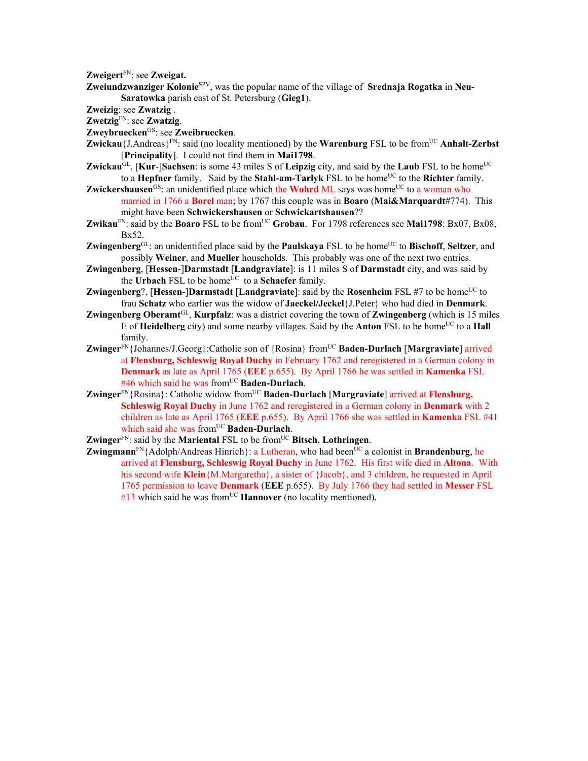**Zweigert**[FN]: see **Zweigat.**

**Zweiundzwanziger Kolonie**[SPV], was the popular name of the village of **Srednaja Rogatka** in **Neu-Saratowka** parish east of St. Petersburg (**Gieg1**).

**Zweizig**: see **Zwatzig** .

**Zwetzig**[FN]: see **Zwatzig**.

**Zweybruecken**[GS]: see **Zweibruecken**.

**Zwickau**{J.Andreas}[FN]: said (no locality mentioned) by the **Warenburg** FSL to be from[UC] **Anhalt-Zerbst** [**Principality**]. I could not find them in **Mai1798**.

**Zwickau**[GL], [**Kur**-]**Sachsen**: is some 43 miles S of **Leipzig** city, and said by the **Laub** FSL to be home[UC] to a **Hepfner** family. Said by the **Stahl-am-Tarlyk** FSL to be home[UC] to the **Richter** family.

**Zwickershausen**[GS]: an unidentified place which the **Wohrd** ML says was home[UC] to a woman who married in 1766 a **Borel** man; by 1767 this couple was in **Boaro** (**Mai&Marquardt**#774). This might have been **Schwickershausen** or **Schwickartshausen**??

**Zwikau**[FN]: said by the **Boaro** FSL to be from[UC] **Grobau**. For 1798 references see **Mai1798**: Bx07, Bx08, Bx52.

**Zwingenberg**[GL]: an unidentified place said by the **Paulskaya** FSL to be home[UC] to **Bischoff**, **Seltzer**, and possibly **Weiner**, and **Mueller** households. This probably was one of the next two entries.

**Zwingenberg**, [**Hessen**-]**Darmstadt** [**Landgraviate**]: is 11 miles S of **Darmstadt** city, and was said by the **Urbach** FSL to be home[UC] to a **Schaefer** family.

**Zwingenberg**?, [**Hessen**-]**Darmstadt** [**Landgraviate**]: said by the **Rosenheim** FSL #7 to be home[UC] to frau **Schatz** who earlier was the widow of **Jaeckel/Jeckel**{J.Peter} who had died in **Denmark**.

**Zwingenberg Oberamt**[GL], **Kurpfalz**: was a district covering the town of **Zwingenberg** (which is 15 miles E of **Heidelberg** city) and some nearby villages. Said by the **Anton** FSL to be home[UC] to a **Hall** family.

**Zwinger**[FN]{Johannes/J.Georg}:Catholic son of {Rosina} from[UC] **Baden-Durlach** [**Margraviate**] arrived at **Flensburg, Schleswig Royal Duchy** in February 1762 and reregistered in a German colony in **Denmark** as late as April 1765 (**EEE** p.655). By April 1766 he was settled in **Kamenka** FSL #46 which said he was from[UC] **Baden-Durlach**.

**Zwinger**[FN]{Rosina}: Catholic widow from[UC] **Baden-Durlach** [**Margraviate**] arrived at **Flensburg, Schleswig Royal Duchy** in June 1762 and reregistered in a German colony in **Denmark** with 2 children as late as April 1765 (**EEE** p.655). By April 1766 she was settled in **Kamenka** FSL #41 which said she was from[UC] **Baden-Durlach**.

**Zwinger**[FN]: said by the **Mariental** FSL to be from[UC] **Bitsch**, **Lothringen**.

**Zwingmann**[FN]{Adolph/Andreas Hinrich}: a Lutheran, who had been[UC] a colonist in **Brandenburg**, he arrived at **Flensburg, Schleswig Royal Duchy** in June 1762. His first wife died in **Altona**. With his second wife **Klein**{M.Margaretha}, a sister of {Jacob}, and 3 children, he requested in April 1765 permission to leave **Denmark** (**EEE** p.655). By July 1766 they had settled in **Messer** FSL #13 which said he was from[UC] **Hannover** (no locality mentioned).